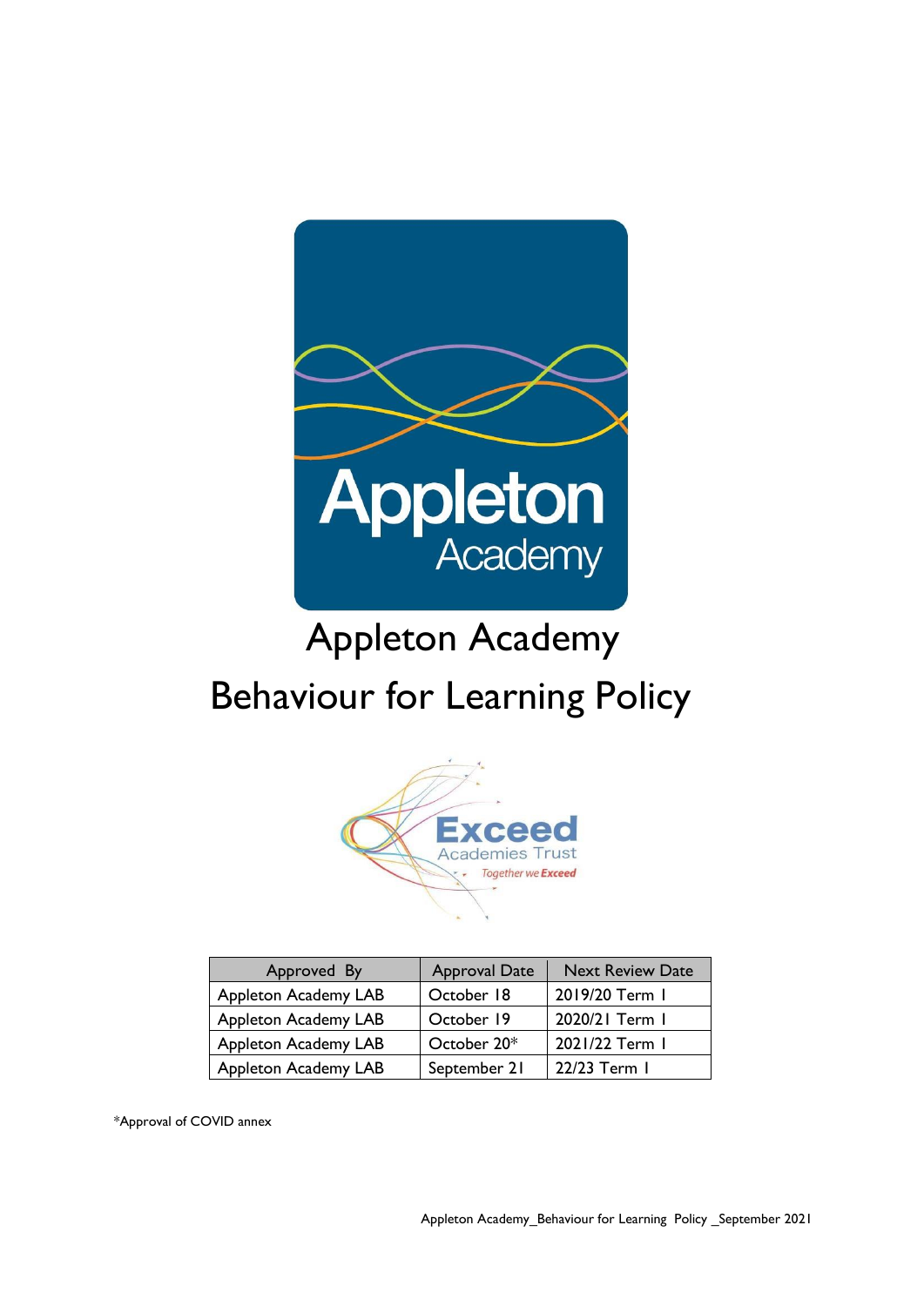# Appleton Academy

# Behaviour for Learning Policy

| Approved By | Approval Date | Next Review Date |
|---|---|---|
| Appleton Academy LAB | October 18 | 2019/20 Term 1 |
| Appleton Academy LAB | October 19 | 2020/21 Term 1 |
| Appleton Academy LAB | October 20* | 2021/22 Term 1 |
| Appleton Academy LAB | September 21 | 22/23 Term 1 |

*Approval of COVID annex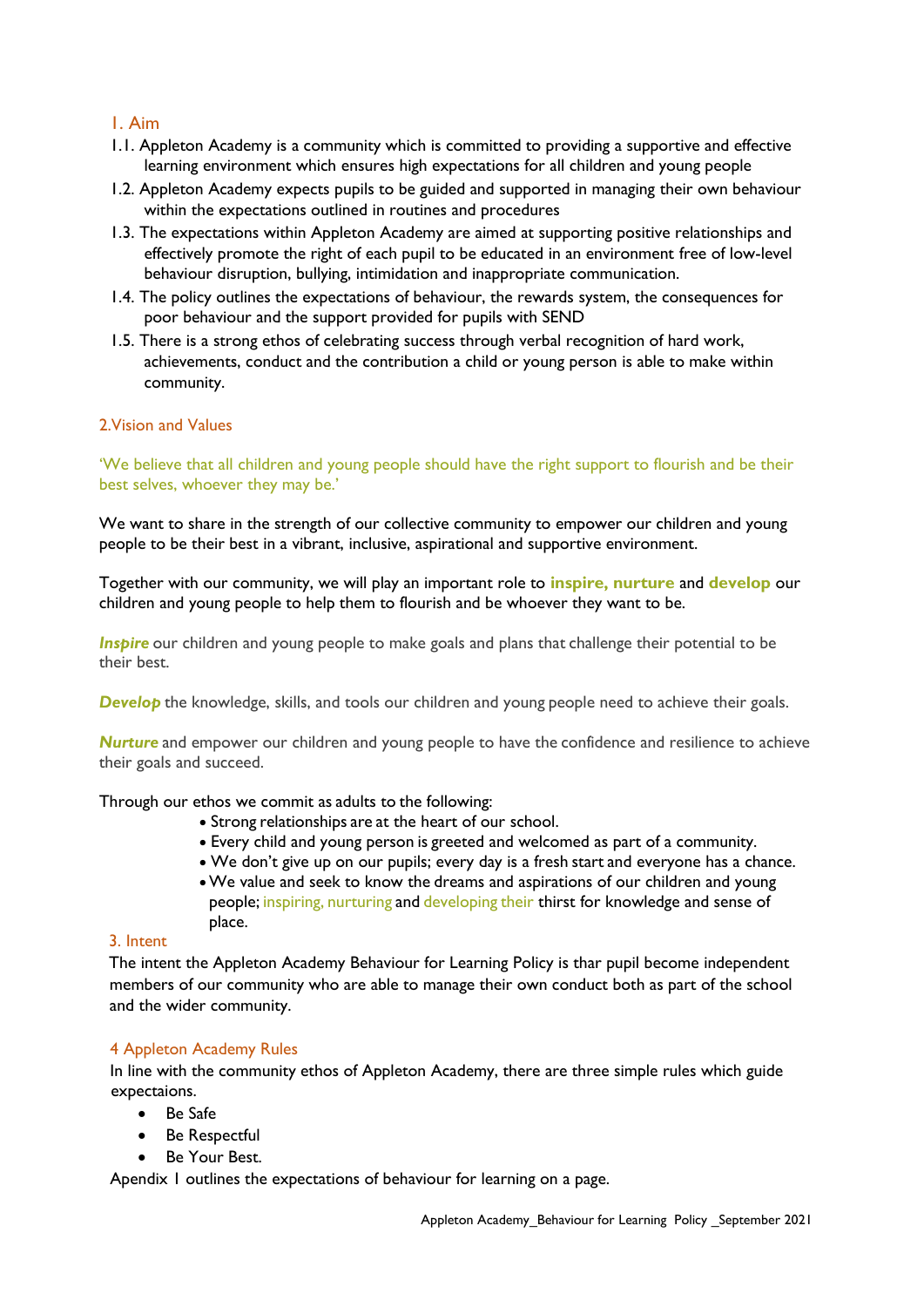## 1. Aim

1.1. Appleton Academy is a community which is committed to providing a supportive and effective learning environment which ensures high expectations for all children and young people

1.2. Appleton Academy expects pupils to be guided and supported in managing their own behaviour within the expectations outlined in routines and procedures

1.3. The expectations within Appleton Academy are aimed at supporting positive relationships and effectively promote the right of each pupil to be educated in an environment free of low-level behaviour disruption, bullying, intimidation and inappropriate communication.

1.4. The policy outlines the expectations of behaviour, the rewards system, the consequences for poor behaviour and the support provided for pupils with SEND

1.5. There is a strong ethos of celebrating success through verbal recognition of hard work, achievements, conduct and the contribution a child or young person is able to make within community.

## 2.Vision and Values

'We believe that all children and young people should have the right support to flourish and be their best selves, whoever they may be.'

We want to share in the strength of our collective community to empower our children and young people to be their best in a vibrant, inclusive, aspirational and supportive environment.

Together with our community, we will play an important role to **inspire, nurture** and **develop** our children and young people to help them to flourish and be whoever they want to be.

***Inspire*** our children and young people to make goals and plans that challenge their potential to be their best.

***Develop*** the knowledge, skills, and tools our children and young people need to achieve their goals.

***Nurture*** and empower our children and young people to have the confidence and resilience to achieve their goals and succeed.

Through our ethos we commit as adults to the following:

- Strong relationships are at the heart of our school.
- Every child and young person is greeted and welcomed as part of a community.
- We don't give up on our pupils; every day is a fresh start and everyone has a chance.
- We value and seek to know the dreams and aspirations of our children and young people; inspiring, nurturing and developing their thirst for knowledge and sense of place.

## 3. Intent

The intent the Appleton Academy Behaviour for Learning Policy is thar pupil become independent members of our community who are able to manage their own conduct both as part of the school and the wider community.

## 4 Appleton Academy Rules

In line with the community ethos of Appleton Academy, there are three simple rules which guide expectaions.

- Be Safe
- Be Respectful
- Be Your Best.

Apendix 1 outlines the expectations of behaviour for learning on a page.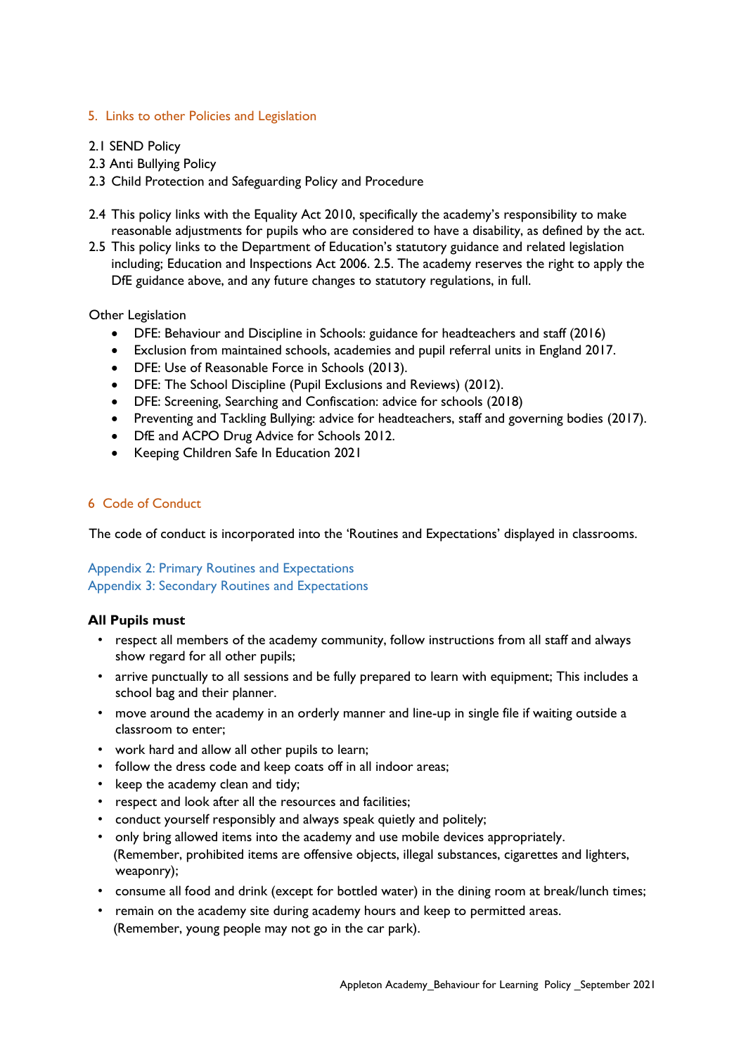## 5. Links to other Policies and Legislation

2.1 SEND Policy
2.3 Anti Bullying Policy
2.3 Child Protection and Safeguarding Policy and Procedure

2.4 This policy links with the Equality Act 2010, specifically the academy's responsibility to make reasonable adjustments for pupils who are considered to have a disability, as defined by the act.

2.5 This policy links to the Department of Education's statutory guidance and related legislation including; Education and Inspections Act 2006. 2.5. The academy reserves the right to apply the DfE guidance above, and any future changes to statutory regulations, in full.

Other Legislation

- DFE: Behaviour and Discipline in Schools: guidance for headteachers and staff (2016)
- Exclusion from maintained schools, academies and pupil referral units in England 2017.
- DFE: Use of Reasonable Force in Schools (2013).
- DFE: The School Discipline (Pupil Exclusions and Reviews) (2012).
- DFE: Screening, Searching and Confiscation: advice for schools (2018)
- Preventing and Tackling Bullying: advice for headteachers, staff and governing bodies (2017).
- DfE and ACPO Drug Advice for Schools 2012.
- Keeping Children Safe In Education 2021

## 6 Code of Conduct

The code of conduct is incorporated into the 'Routines and Expectations' displayed in classrooms.

Appendix 2: Primary Routines and Expectations
Appendix 3: Secondary Routines and Expectations

**All Pupils must**

- respect all members of the academy community, follow instructions from all staff and always show regard for all other pupils;
- arrive punctually to all sessions and be fully prepared to learn with equipment; This includes a school bag and their planner.
- move around the academy in an orderly manner and line-up in single file if waiting outside a classroom to enter;
- work hard and allow all other pupils to learn;
- follow the dress code and keep coats off in all indoor areas;
- keep the academy clean and tidy;
- respect and look after all the resources and facilities;
- conduct yourself responsibly and always speak quietly and politely;
- only bring allowed items into the academy and use mobile devices appropriately. (Remember, prohibited items are offensive objects, illegal substances, cigarettes and lighters, weaponry);
- consume all food and drink (except for bottled water) in the dining room at break/lunch times;
- remain on the academy site during academy hours and keep to permitted areas. (Remember, young people may not go in the car park).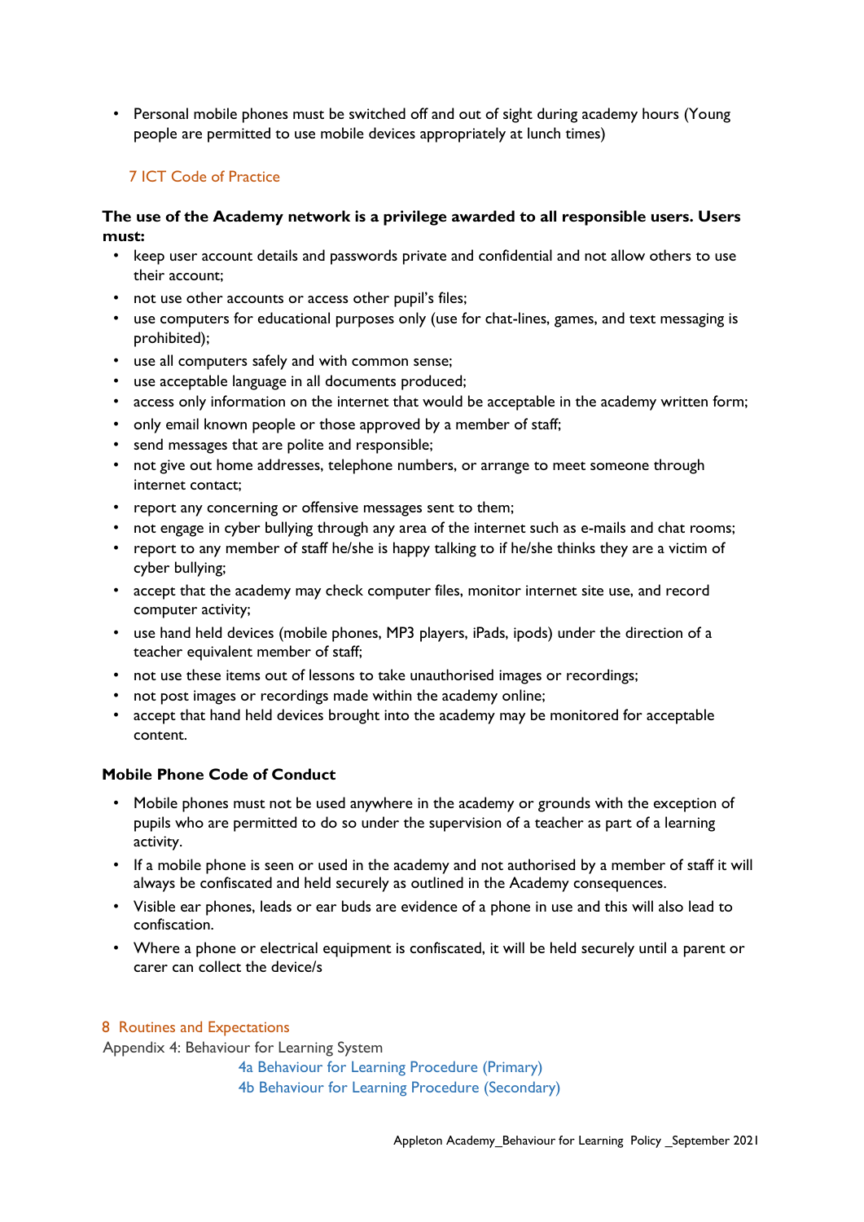- Personal mobile phones must be switched off and out of sight during academy hours (Young people are permitted to use mobile devices appropriately at lunch times)

## 7 ICT Code of Practice

**The use of the Academy network is a privilege awarded to all responsible users. Users must:**

- keep user account details and passwords private and confidential and not allow others to use their account;
- not use other accounts or access other pupil's files;
- use computers for educational purposes only (use for chat-lines, games, and text messaging is prohibited);
- use all computers safely and with common sense;
- use acceptable language in all documents produced;
- access only information on the internet that would be acceptable in the academy written form;
- only email known people or those approved by a member of staff;
- send messages that are polite and responsible;
- not give out home addresses, telephone numbers, or arrange to meet someone through internet contact;
- report any concerning or offensive messages sent to them;
- not engage in cyber bullying through any area of the internet such as e-mails and chat rooms;
- report to any member of staff he/she is happy talking to if he/she thinks they are a victim of cyber bullying;
- accept that the academy may check computer files, monitor internet site use, and record computer activity;
- use hand held devices (mobile phones, MP3 players, iPads, ipods) under the direction of a teacher equivalent member of staff;
- not use these items out of lessons to take unauthorised images or recordings;
- not post images or recordings made within the academy online;
- accept that hand held devices brought into the academy may be monitored for acceptable content.

**Mobile Phone Code of Conduct**

- Mobile phones must not be used anywhere in the academy or grounds with the exception of pupils who are permitted to do so under the supervision of a teacher as part of a learning activity.
- If a mobile phone is seen or used in the academy and not authorised by a member of staff it will always be confiscated and held securely as outlined in the Academy consequences.
- Visible ear phones, leads or ear buds are evidence of a phone in use and this will also lead to confiscation.
- Where a phone or electrical equipment is confiscated, it will be held securely until a parent or carer can collect the device/s

## 8 Routines and Expectations

Appendix 4: Behaviour for Learning System

4a Behaviour for Learning Procedure (Primary)

4b Behaviour for Learning Procedure (Secondary)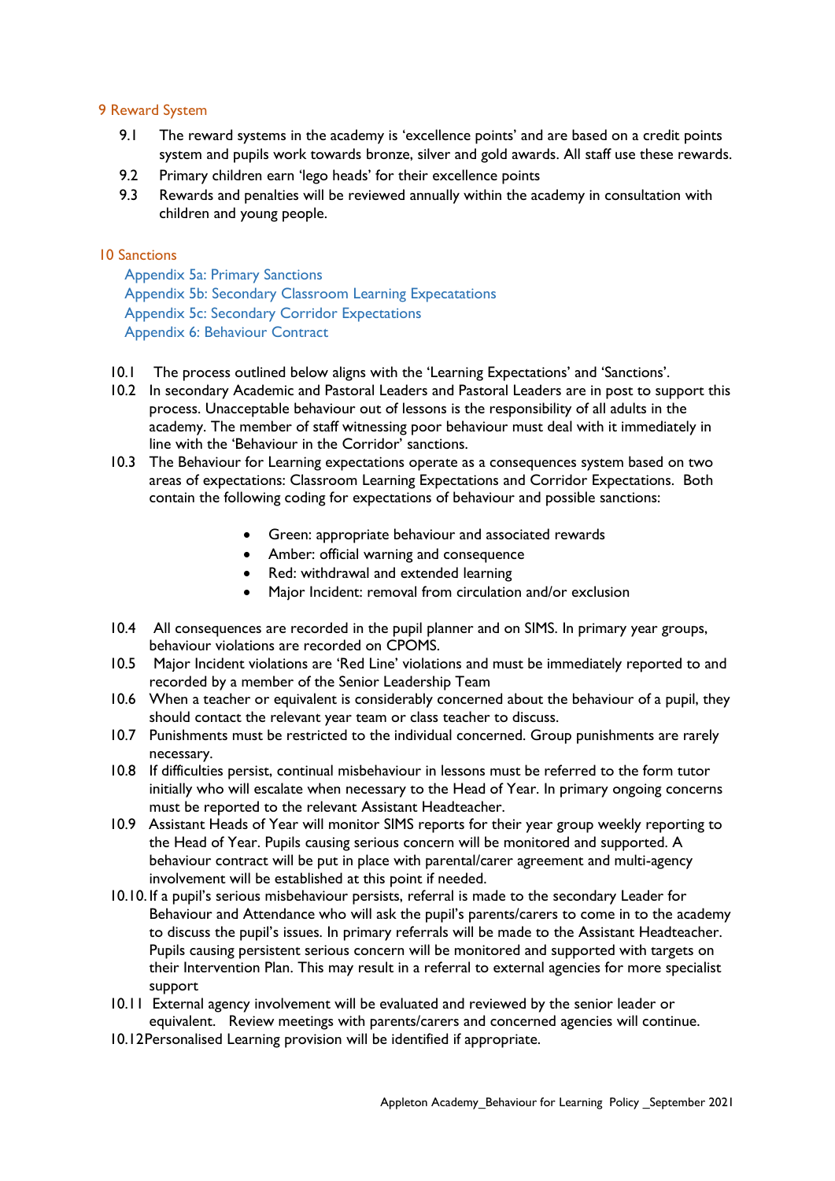## 9 Reward System

9.1 The reward systems in the academy is 'excellence points' and are based on a credit points system and pupils work towards bronze, silver and gold awards. All staff use these rewards.

9.2 Primary children earn 'lego heads' for their excellence points

9.3 Rewards and penalties will be reviewed annually within the academy in consultation with children and young people.

## 10 Sanctions

Appendix 5a: Primary Sanctions
Appendix 5b: Secondary Classroom Learning Expecatations
Appendix 5c: Secondary Corridor Expectations
Appendix 6: Behaviour Contract

10.1 The process outlined below aligns with the 'Learning Expectations' and 'Sanctions'.

10.2 In secondary Academic and Pastoral Leaders and Pastoral Leaders are in post to support this process. Unacceptable behaviour out of lessons is the responsibility of all adults in the academy. The member of staff witnessing poor behaviour must deal with it immediately in line with the 'Behaviour in the Corridor' sanctions.

10.3 The Behaviour for Learning expectations operate as a consequences system based on two areas of expectations: Classroom Learning Expectations and Corridor Expectations. Both contain the following coding for expectations of behaviour and possible sanctions:

- Green: appropriate behaviour and associated rewards
- Amber: official warning and consequence
- Red: withdrawal and extended learning
- Major Incident: removal from circulation and/or exclusion

10.4 All consequences are recorded in the pupil planner and on SIMS. In primary year groups, behaviour violations are recorded on CPOMS.

10.5 Major Incident violations are 'Red Line' violations and must be immediately reported to and recorded by a member of the Senior Leadership Team

10.6 When a teacher or equivalent is considerably concerned about the behaviour of a pupil, they should contact the relevant year team or class teacher to discuss.

10.7 Punishments must be restricted to the individual concerned. Group punishments are rarely necessary.

10.8 If difficulties persist, continual misbehaviour in lessons must be referred to the form tutor initially who will escalate when necessary to the Head of Year. In primary ongoing concerns must be reported to the relevant Assistant Headteacher.

10.9 Assistant Heads of Year will monitor SIMS reports for their year group weekly reporting to the Head of Year. Pupils causing serious concern will be monitored and supported. A behaviour contract will be put in place with parental/carer agreement and multi-agency involvement will be established at this point if needed.

10.10. If a pupil's serious misbehaviour persists, referral is made to the secondary Leader for Behaviour and Attendance who will ask the pupil's parents/carers to come in to the academy to discuss the pupil's issues. In primary referrals will be made to the Assistant Headteacher. Pupils causing persistent serious concern will be monitored and supported with targets on their Intervention Plan. This may result in a referral to external agencies for more specialist support

10.11 External agency involvement will be evaluated and reviewed by the senior leader or equivalent. Review meetings with parents/carers and concerned agencies will continue.

10.12 Personalised Learning provision will be identified if appropriate.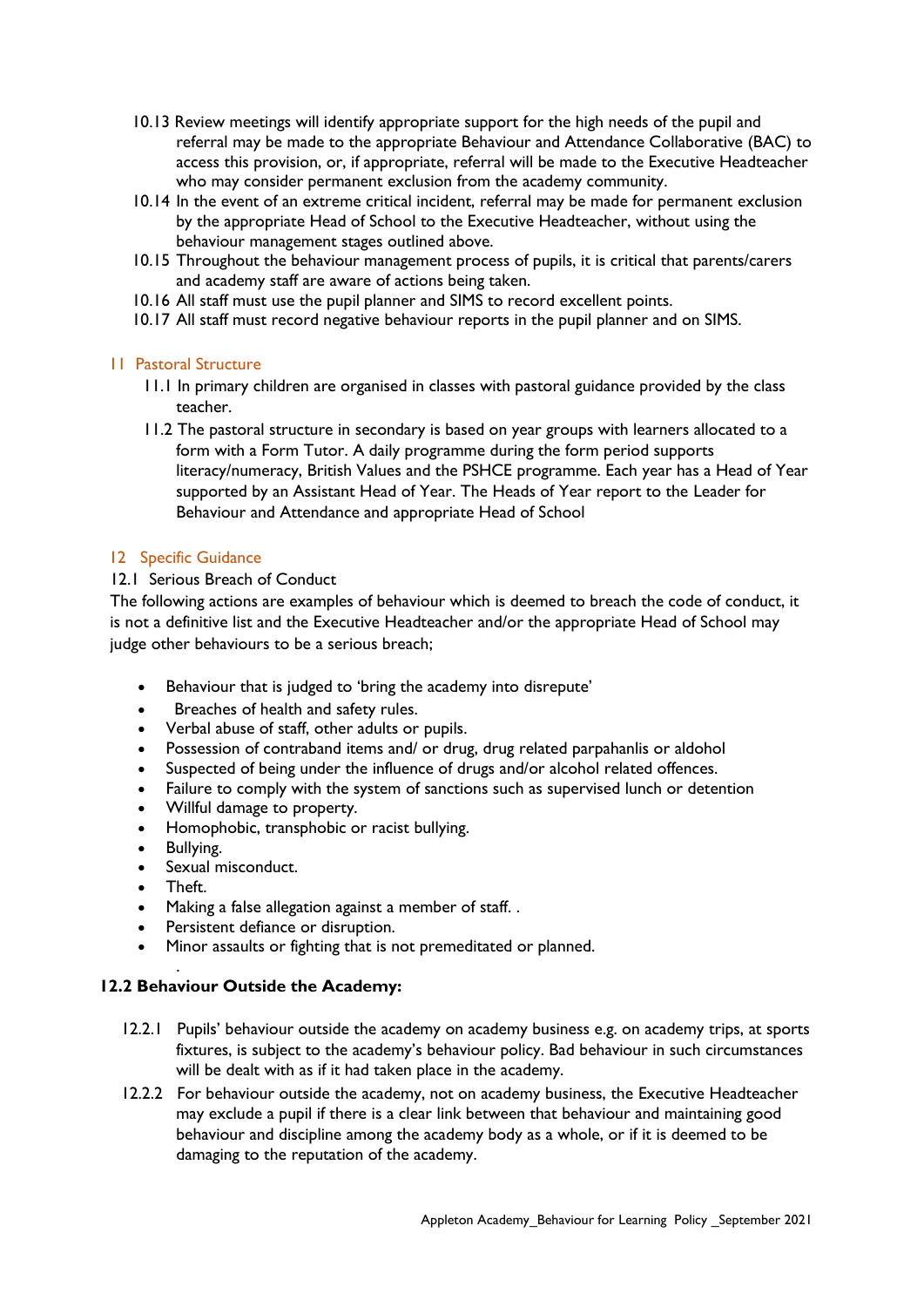10.13 Review meetings will identify appropriate support for the high needs of the pupil and referral may be made to the appropriate Behaviour and Attendance Collaborative (BAC) to access this provision, or, if appropriate, referral will be made to the Executive Headteacher who may consider permanent exclusion from the academy community.

10.14 In the event of an extreme critical incident, referral may be made for permanent exclusion by the appropriate Head of School to the Executive Headteacher, without using the behaviour management stages outlined above.

10.15 Throughout the behaviour management process of pupils, it is critical that parents/carers and academy staff are aware of actions being taken.

10.16 All staff must use the pupil planner and SIMS to record excellent points.

10.17 All staff must record negative behaviour reports in the pupil planner and on SIMS.

## 11 Pastoral Structure

11.1 In primary children are organised in classes with pastoral guidance provided by the class teacher.

11.2 The pastoral structure in secondary is based on year groups with learners allocated to a form with a Form Tutor. A daily programme during the form period supports literacy/numeracy, British Values and the PSHCE programme. Each year has a Head of Year supported by an Assistant Head of Year. The Heads of Year report to the Leader for Behaviour and Attendance and appropriate Head of School

## 12 Specific Guidance

12.1 Serious Breach of Conduct

The following actions are examples of behaviour which is deemed to breach the code of conduct, it is not a definitive list and the Executive Headteacher and/or the appropriate Head of School may judge other behaviours to be a serious breach;

- Behaviour that is judged to 'bring the academy into disrepute'
- Breaches of health and safety rules.
- Verbal abuse of staff, other adults or pupils.
- Possession of contraband items and/ or drug, drug related parpahanlis or aldohol
- Suspected of being under the influence of drugs and/or alcohol related offences.
- Failure to comply with the system of sanctions such as supervised lunch or detention
- Willful damage to property.
- Homophobic, transphobic or racist bullying.
- Bullying.
- Sexual misconduct.
- Theft.
- Making a false allegation against a member of staff. .
- Persistent defiance or disruption.
- Minor assaults or fighting that is not premeditated or planned.

### 12.2 Behaviour Outside the Academy:

12.2.1 Pupils' behaviour outside the academy on academy business e.g. on academy trips, at sports fixtures, is subject to the academy's behaviour policy. Bad behaviour in such circumstances will be dealt with as if it had taken place in the academy.

12.2.2 For behaviour outside the academy, not on academy business, the Executive Headteacher may exclude a pupil if there is a clear link between that behaviour and maintaining good behaviour and discipline among the academy body as a whole, or if it is deemed to be damaging to the reputation of the academy.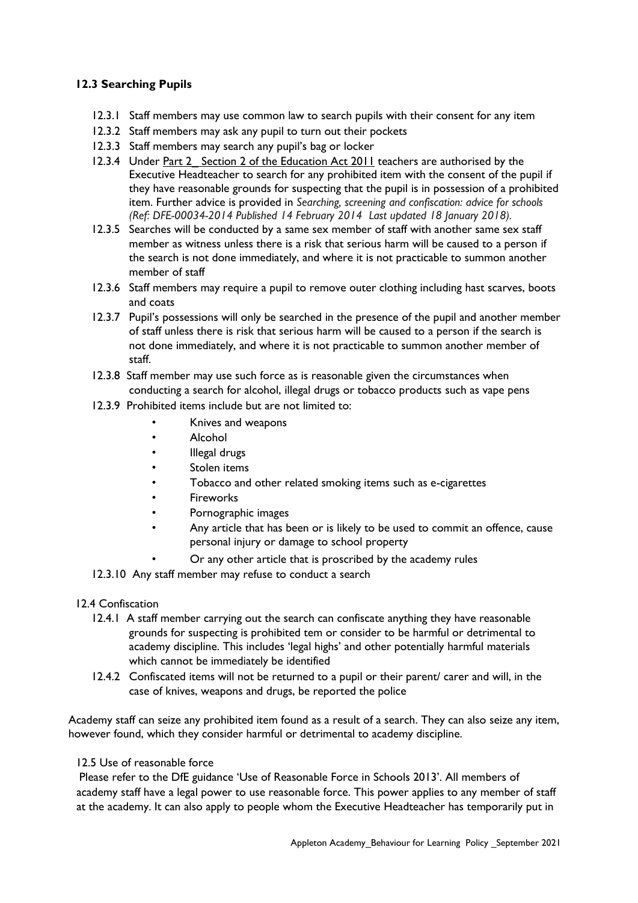### 12.3 Searching Pupils

- 12.3.1 Staff members may use common law to search pupils with their consent for any item
- 12.3.2 Staff members may ask any pupil to turn out their pockets
- 12.3.3 Staff members may search any pupil's bag or locker
- 12.3.4 Under Part 2_ Section 2 of the Education Act 2011 teachers are authorised by the Executive Headteacher to search for any prohibited item with the consent of the pupil if they have reasonable grounds for suspecting that the pupil is in possession of a prohibited item. Further advice is provided in *Searching, screening and confiscation: advice for schools (Ref: DFE-00034-2014 Published 14 February 2014 Last updated 18 January 2018).*
- 12.3.5 Searches will be conducted by a same sex member of staff with another same sex staff member as witness unless there is a risk that serious harm will be caused to a person if the search is not done immediately, and where it is not practicable to summon another member of staff
- 12.3.6 Staff members may require a pupil to remove outer clothing including hast scarves, boots and coats
- 12.3.7 Pupil's possessions will only be searched in the presence of the pupil and another member of staff unless there is risk that serious harm will be caused to a person if the search is not done immediately, and where it is not practicable to summon another member of staff.
- 12.3.8 Staff member may use such force as is reasonable given the circumstances when conducting a search for alcohol, illegal drugs or tobacco products such as vape pens
- 12.3.9 Prohibited items include but are not limited to:
  - Knives and weapons
  - Alcohol
  - Illegal drugs
  - Stolen items
  - Tobacco and other related smoking items such as e-cigarettes
  - Fireworks
  - Pornographic images
  - Any article that has been or is likely to be used to commit an offence, cause personal injury or damage to school property
  - Or any other article that is proscribed by the academy rules
- 12.3.10 Any staff member may refuse to conduct a search

12.4 Confiscation

- 12.4.1 A staff member carrying out the search can confiscate anything they have reasonable grounds for suspecting is prohibited tem or consider to be harmful or detrimental to academy discipline. This includes 'legal highs' and other potentially harmful materials which cannot be immediately be identified
- 12.4.2 Confiscated items will not be returned to a pupil or their parent/ carer and will, in the case of knives, weapons and drugs, be reported the police

Academy staff can seize any prohibited item found as a result of a search. They can also seize any item, however found, which they consider harmful or detrimental to academy discipline.

12.5 Use of reasonable force

Please refer to the DfE guidance 'Use of Reasonable Force in Schools 2013'. All members of academy staff have a legal power to use reasonable force. This power applies to any member of staff at the academy. It can also apply to people whom the Executive Headteacher has temporarily put in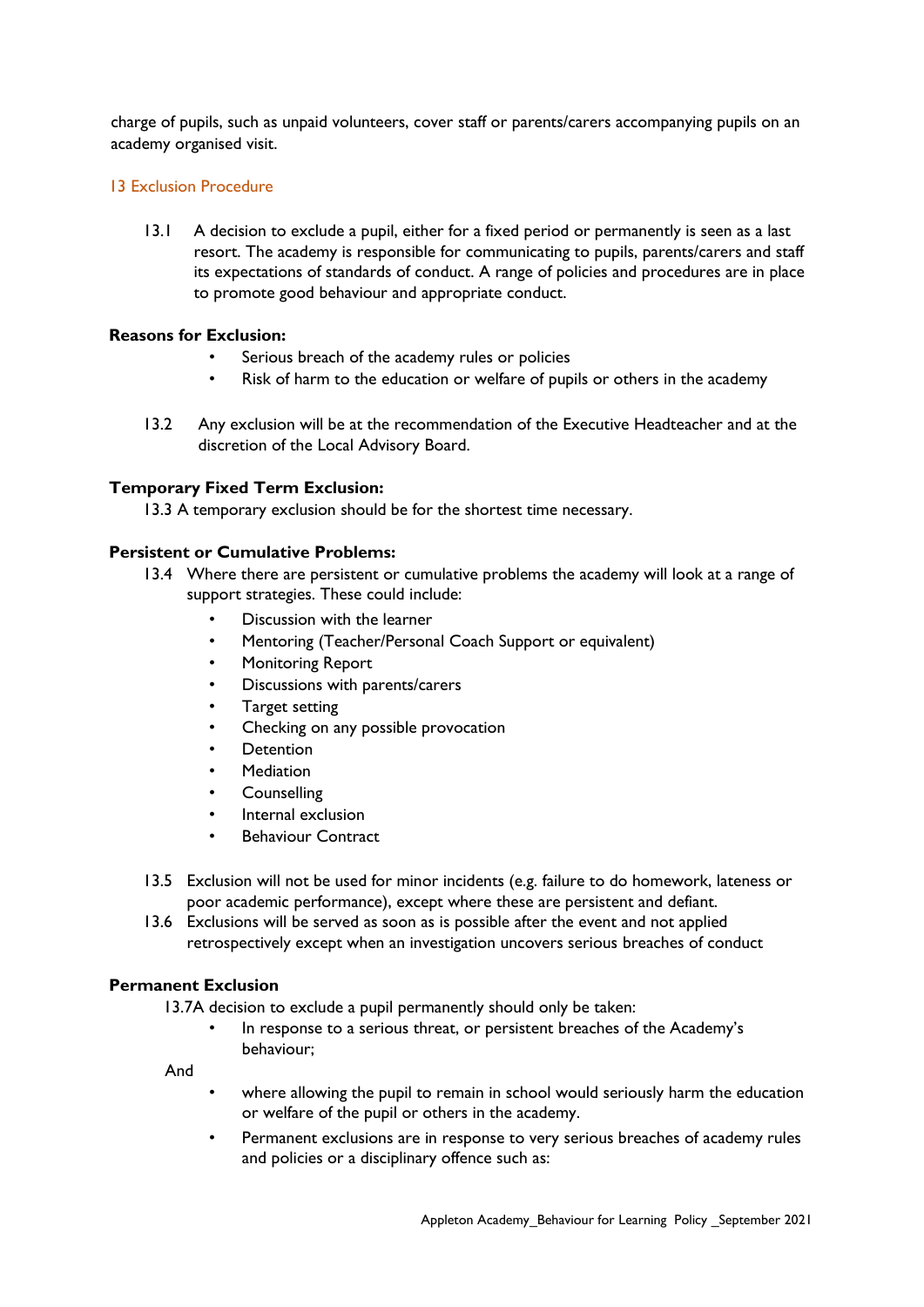charge of pupils, such as unpaid volunteers, cover staff or parents/carers accompanying pupils on an academy organised visit.

## 13 Exclusion Procedure

13.1 A decision to exclude a pupil, either for a fixed period or permanently is seen as a last resort. The academy is responsible for communicating to pupils, parents/carers and staff its expectations of standards of conduct. A range of policies and procedures are in place to promote good behaviour and appropriate conduct.

**Reasons for Exclusion:**

- Serious breach of the academy rules or policies
- Risk of harm to the education or welfare of pupils or others in the academy

13.2 Any exclusion will be at the recommendation of the Executive Headteacher and at the discretion of the Local Advisory Board.

**Temporary Fixed Term Exclusion:**

13.3 A temporary exclusion should be for the shortest time necessary.

**Persistent or Cumulative Problems:**

13.4 Where there are persistent or cumulative problems the academy will look at a range of support strategies. These could include:

- Discussion with the learner
- Mentoring (Teacher/Personal Coach Support or equivalent)
- Monitoring Report
- Discussions with parents/carers
- Target setting
- Checking on any possible provocation
- Detention
- Mediation
- Counselling
- Internal exclusion
- Behaviour Contract

13.5 Exclusion will not be used for minor incidents (e.g. failure to do homework, lateness or poor academic performance), except where these are persistent and defiant.

13.6 Exclusions will be served as soon as is possible after the event and not applied retrospectively except when an investigation uncovers serious breaches of conduct

**Permanent Exclusion**

13.7A decision to exclude a pupil permanently should only be taken:

- In response to a serious threat, or persistent breaches of the Academy's behaviour;

And

- where allowing the pupil to remain in school would seriously harm the education or welfare of the pupil or others in the academy.
- Permanent exclusions are in response to very serious breaches of academy rules and policies or a disciplinary offence such as: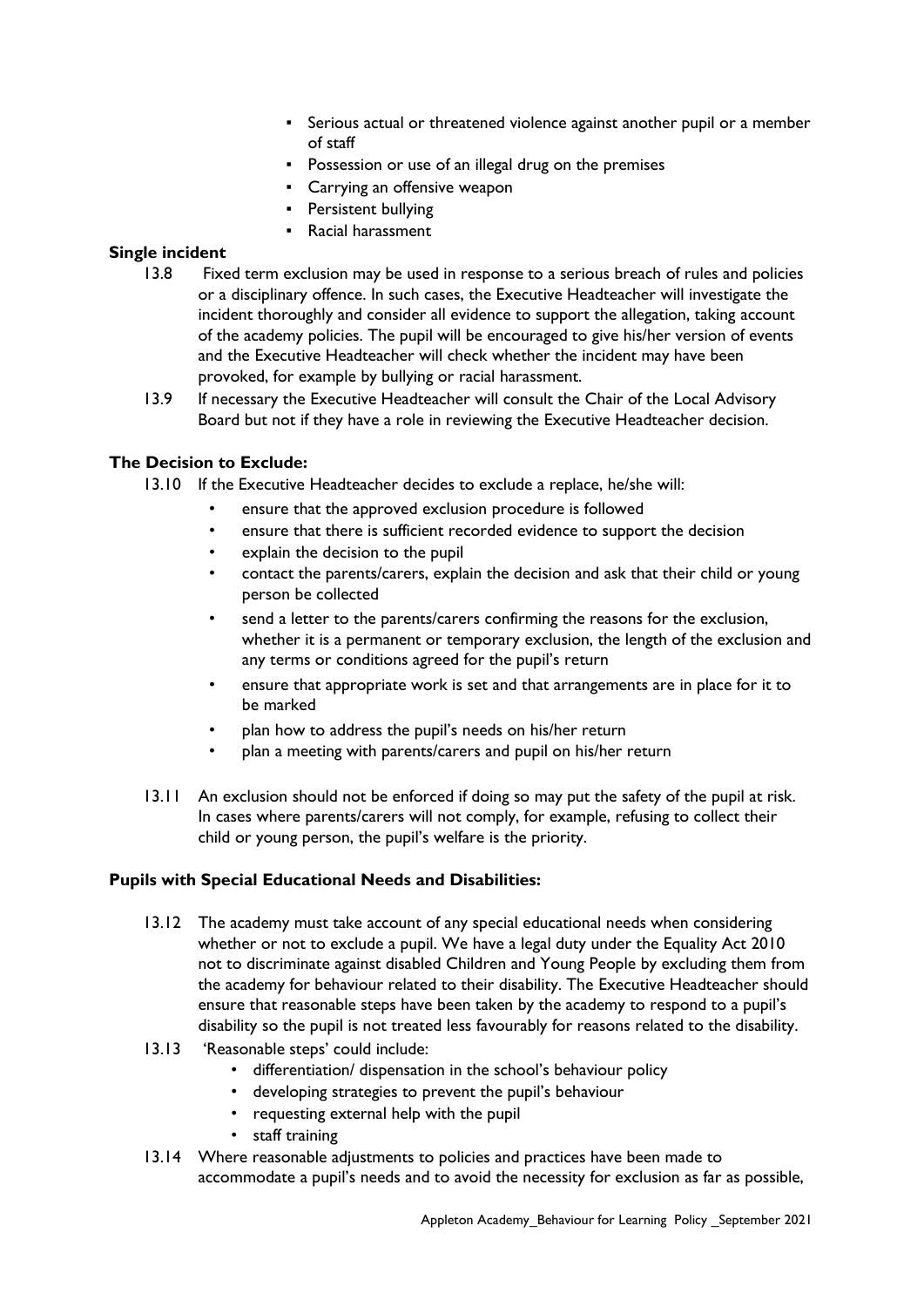- Serious actual or threatened violence against another pupil or a member of staff
- Possession or use of an illegal drug on the premises
- Carrying an offensive weapon
- Persistent bullying
- Racial harassment

**Single incident**

13.8 Fixed term exclusion may be used in response to a serious breach of rules and policies or a disciplinary offence. In such cases, the Executive Headteacher will investigate the incident thoroughly and consider all evidence to support the allegation, taking account of the academy policies. The pupil will be encouraged to give his/her version of events and the Executive Headteacher will check whether the incident may have been provoked, for example by bullying or racial harassment.

13.9 If necessary the Executive Headteacher will consult the Chair of the Local Advisory Board but not if they have a role in reviewing the Executive Headteacher decision.

**The Decision to Exclude:**

13.10 If the Executive Headteacher decides to exclude a replace, he/she will:

- ensure that the approved exclusion procedure is followed
- ensure that there is sufficient recorded evidence to support the decision
- explain the decision to the pupil
- contact the parents/carers, explain the decision and ask that their child or young person be collected
- send a letter to the parents/carers confirming the reasons for the exclusion, whether it is a permanent or temporary exclusion, the length of the exclusion and any terms or conditions agreed for the pupil's return
- ensure that appropriate work is set and that arrangements are in place for it to be marked
- plan how to address the pupil's needs on his/her return
- plan a meeting with parents/carers and pupil on his/her return

13.11 An exclusion should not be enforced if doing so may put the safety of the pupil at risk. In cases where parents/carers will not comply, for example, refusing to collect their child or young person, the pupil's welfare is the priority.

**Pupils with Special Educational Needs and Disabilities:**

13.12 The academy must take account of any special educational needs when considering whether or not to exclude a pupil. We have a legal duty under the Equality Act 2010 not to discriminate against disabled Children and Young People by excluding them from the academy for behaviour related to their disability. The Executive Headteacher should ensure that reasonable steps have been taken by the academy to respond to a pupil's disability so the pupil is not treated less favourably for reasons related to the disability.

13.13 'Reasonable steps' could include:

- differentiation/ dispensation in the school's behaviour policy
- developing strategies to prevent the pupil's behaviour
- requesting external help with the pupil
- staff training

13.14 Where reasonable adjustments to policies and practices have been made to accommodate a pupil's needs and to avoid the necessity for exclusion as far as possible,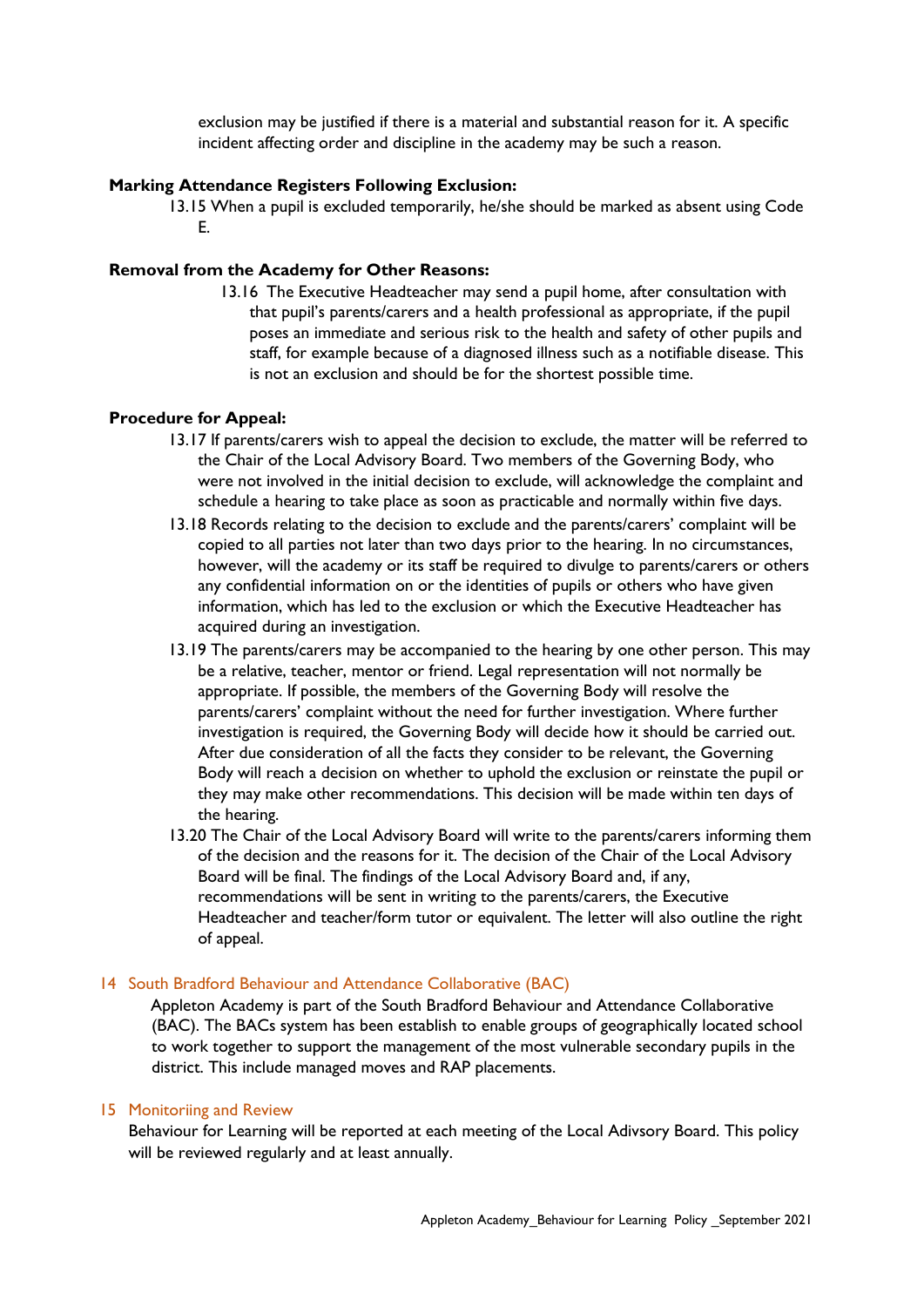exclusion may be justified if there is a material and substantial reason for it. A specific incident affecting order and discipline in the academy may be such a reason.

**Marking Attendance Registers Following Exclusion:**

13.15 When a pupil is excluded temporarily, he/she should be marked as absent using Code E.

**Removal from the Academy for Other Reasons:**

13.16 The Executive Headteacher may send a pupil home, after consultation with that pupil's parents/carers and a health professional as appropriate, if the pupil poses an immediate and serious risk to the health and safety of other pupils and staff, for example because of a diagnosed illness such as a notifiable disease. This is not an exclusion and should be for the shortest possible time.

**Procedure for Appeal:**

13.17 If parents/carers wish to appeal the decision to exclude, the matter will be referred to the Chair of the Local Advisory Board. Two members of the Governing Body, who were not involved in the initial decision to exclude, will acknowledge the complaint and schedule a hearing to take place as soon as practicable and normally within five days.

13.18 Records relating to the decision to exclude and the parents/carers' complaint will be copied to all parties not later than two days prior to the hearing. In no circumstances, however, will the academy or its staff be required to divulge to parents/carers or others any confidential information on or the identities of pupils or others who have given information, which has led to the exclusion or which the Executive Headteacher has acquired during an investigation.

13.19 The parents/carers may be accompanied to the hearing by one other person. This may be a relative, teacher, mentor or friend. Legal representation will not normally be appropriate. If possible, the members of the Governing Body will resolve the parents/carers' complaint without the need for further investigation. Where further investigation is required, the Governing Body will decide how it should be carried out. After due consideration of all the facts they consider to be relevant, the Governing Body will reach a decision on whether to uphold the exclusion or reinstate the pupil or they may make other recommendations. This decision will be made within ten days of the hearing.

13.20 The Chair of the Local Advisory Board will write to the parents/carers informing them of the decision and the reasons for it. The decision of the Chair of the Local Advisory Board will be final. The findings of the Local Advisory Board and, if any, recommendations will be sent in writing to the parents/carers, the Executive Headteacher and teacher/form tutor or equivalent. The letter will also outline the right of appeal.

## 14 South Bradford Behaviour and Attendance Collaborative (BAC)

Appleton Academy is part of the South Bradford Behaviour and Attendance Collaborative (BAC). The BACs system has been establish to enable groups of geographically located school to work together to support the management of the most vulnerable secondary pupils in the district. This include managed moves and RAP placements.

## 15 Monitoriing and Review

Behaviour for Learning will be reported at each meeting of the Local Adivsory Board. This policy will be reviewed regularly and at least annually.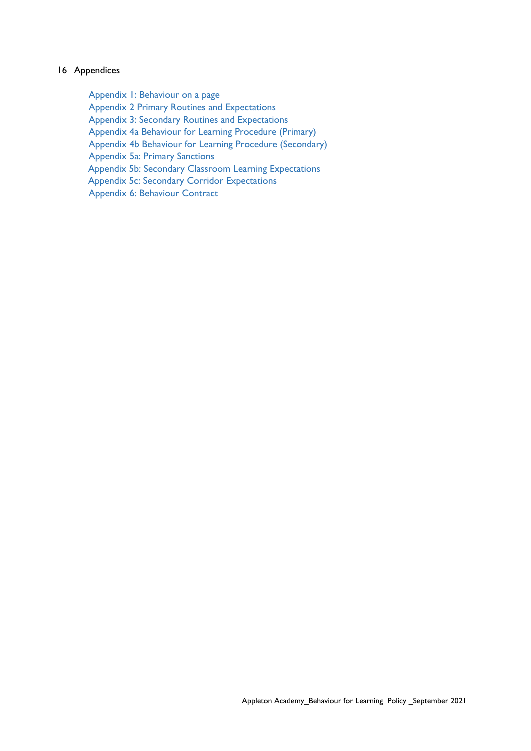## 16 Appendices

- Appendix 1: Behaviour on a page
- Appendix 2 Primary Routines and Expectations
- Appendix 3: Secondary Routines and Expectations
- Appendix 4a Behaviour for Learning Procedure (Primary)
- Appendix 4b Behaviour for Learning Procedure (Secondary)
- Appendix 5a: Primary Sanctions
- Appendix 5b: Secondary Classroom Learning Expectations
- Appendix 5c: Secondary Corridor Expectations
- Appendix 6: Behaviour Contract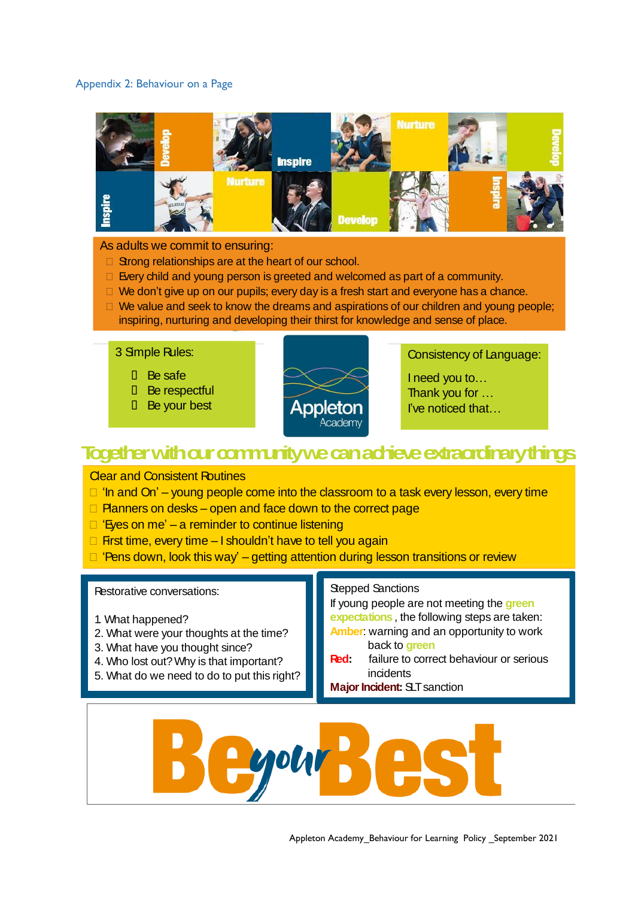## Appendix 2: Behaviour on a Page

Develop Inspire Nurture Develop Inspire Nurture Develop Inspire Nurture Inspire

As adults we commit to ensuring:

- Strong relationships are at the heart of our school.
- Every child and young person is greeted and welcomed as part of a community.
- We don't give up on our pupils; every day is a fresh start and everyone has a chance.
- We value and seek to know the dreams and aspirations of our children and young people; inspiring, nurturing and developing their thirst for knowledge and sense of place.

3 Simple Rules:

- Be safe
- Be respectful
- Be your best

Appleton Academy

Consistency of Language:

I need you to…
Thank you for …
I've noticed that…

**Together with our community we can achieve extraordinary things**

Clear and Consistent Routines

- 'In and On' – young people come into the classroom to a task every lesson, every time
- Planners on desks – open and face down to the correct page
- 'Eyes on me' – a reminder to continue listening
- First time, every time – I shouldn't have to tell you again
- 'Pens down, look this way' – getting attention during lesson transitions or review

Restorative conversations:

1. What happened?
2. What were your thoughts at the time?
3. What have you thought since?
4. Who lost out? Why is that important?
5. What do we need to do to put this right?

Stepped Sanctions

If young people are not meeting the green expectations, the following steps are taken:

Amber: warning and an opportunity to work back to green

Red: failure to correct behaviour or serious incidents

**Major Incident:** SLT sanction

**Be your Best**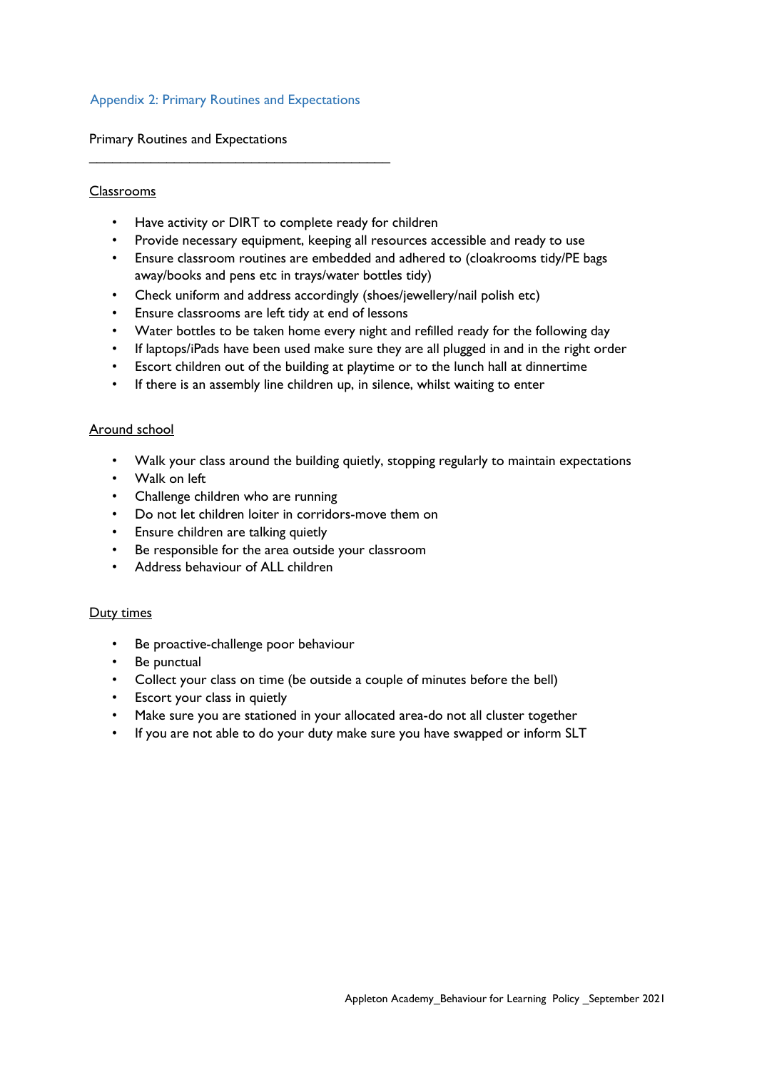## Appendix 2: Primary Routines and Expectations

Primary Routines and Expectations

---

### Classrooms

- Have activity or DIRT to complete ready for children
- Provide necessary equipment, keeping all resources accessible and ready to use
- Ensure classroom routines are embedded and adhered to (cloakrooms tidy/PE bags away/books and pens etc in trays/water bottles tidy)
- Check uniform and address accordingly (shoes/jewellery/nail polish etc)
- Ensure classrooms are left tidy at end of lessons
- Water bottles to be taken home every night and refilled ready for the following day
- If laptops/iPads have been used make sure they are all plugged in and in the right order
- Escort children out of the building at playtime or to the lunch hall at dinnertime
- If there is an assembly line children up, in silence, whilst waiting to enter

### Around school

- Walk your class around the building quietly, stopping regularly to maintain expectations
- Walk on left
- Challenge children who are running
- Do not let children loiter in corridors-move them on
- Ensure children are talking quietly
- Be responsible for the area outside your classroom
- Address behaviour of ALL children

### Duty times

- Be proactive-challenge poor behaviour
- Be punctual
- Collect your class on time (be outside a couple of minutes before the bell)
- Escort your class in quietly
- Make sure you are stationed in your allocated area-do not all cluster together
- If you are not able to do your duty make sure you have swapped or inform SLT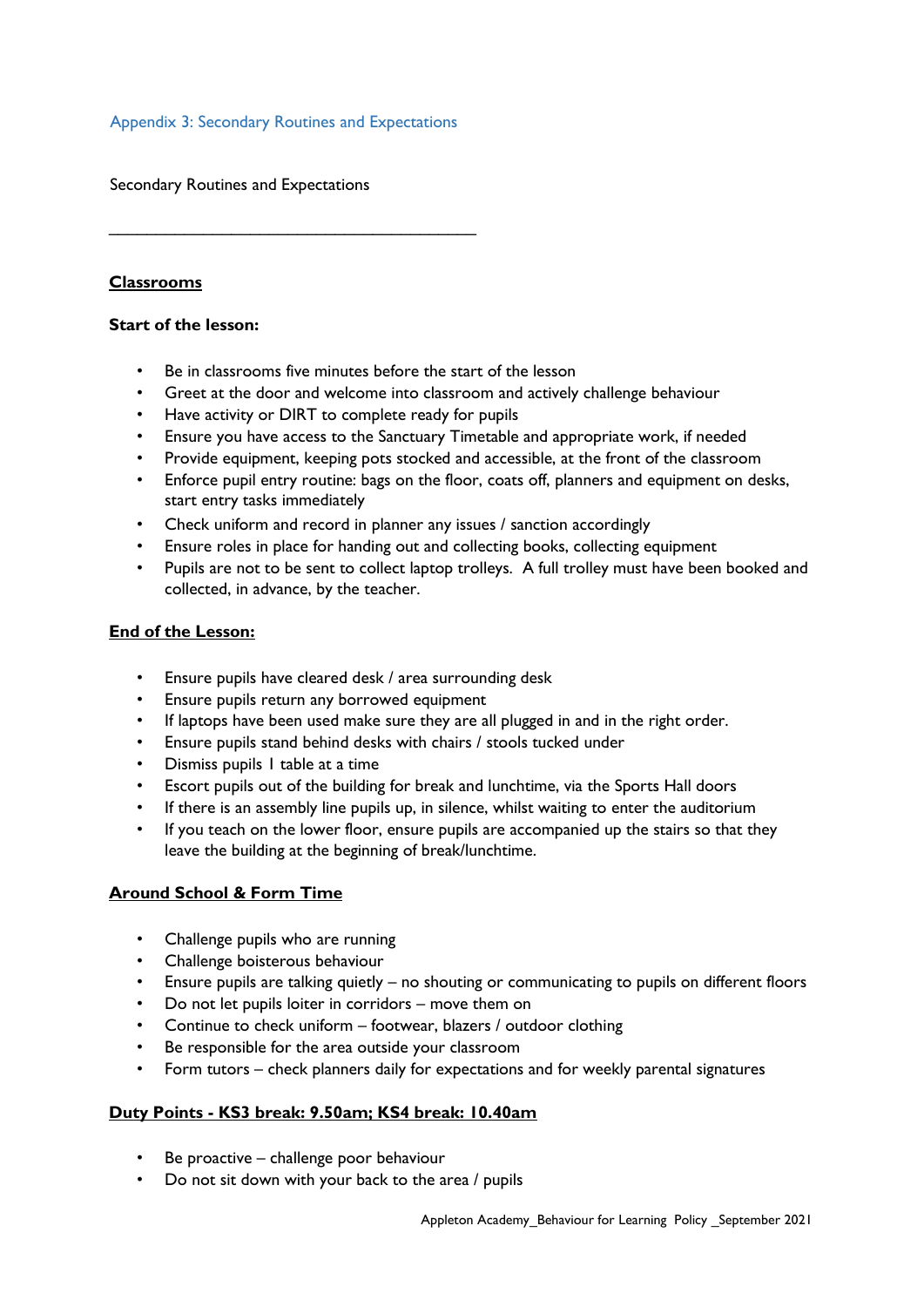## Appendix 3: Secondary Routines and Expectations

Secondary Routines and Expectations

---

### Classrooms

**Start of the lesson:**

- Be in classrooms five minutes before the start of the lesson
- Greet at the door and welcome into classroom and actively challenge behaviour
- Have activity or DIRT to complete ready for pupils
- Ensure you have access to the Sanctuary Timetable and appropriate work, if needed
- Provide equipment, keeping pots stocked and accessible, at the front of the classroom
- Enforce pupil entry routine: bags on the floor, coats off, planners and equipment on desks, start entry tasks immediately
- Check uniform and record in planner any issues / sanction accordingly
- Ensure roles in place for handing out and collecting books, collecting equipment
- Pupils are not to be sent to collect laptop trolleys. A full trolley must have been booked and collected, in advance, by the teacher.

### End of the Lesson:

- Ensure pupils have cleared desk / area surrounding desk
- Ensure pupils return any borrowed equipment
- If laptops have been used make sure they are all plugged in and in the right order.
- Ensure pupils stand behind desks with chairs / stools tucked under
- Dismiss pupils 1 table at a time
- Escort pupils out of the building for break and lunchtime, via the Sports Hall doors
- If there is an assembly line pupils up, in silence, whilst waiting to enter the auditorium
- If you teach on the lower floor, ensure pupils are accompanied up the stairs so that they leave the building at the beginning of break/lunchtime.

### Around School & Form Time

- Challenge pupils who are running
- Challenge boisterous behaviour
- Ensure pupils are talking quietly – no shouting or communicating to pupils on different floors
- Do not let pupils loiter in corridors – move them on
- Continue to check uniform – footwear, blazers / outdoor clothing
- Be responsible for the area outside your classroom
- Form tutors – check planners daily for expectations and for weekly parental signatures

### Duty Points - KS3 break: 9.50am; KS4 break: 10.40am

- Be proactive – challenge poor behaviour
- Do not sit down with your back to the area / pupils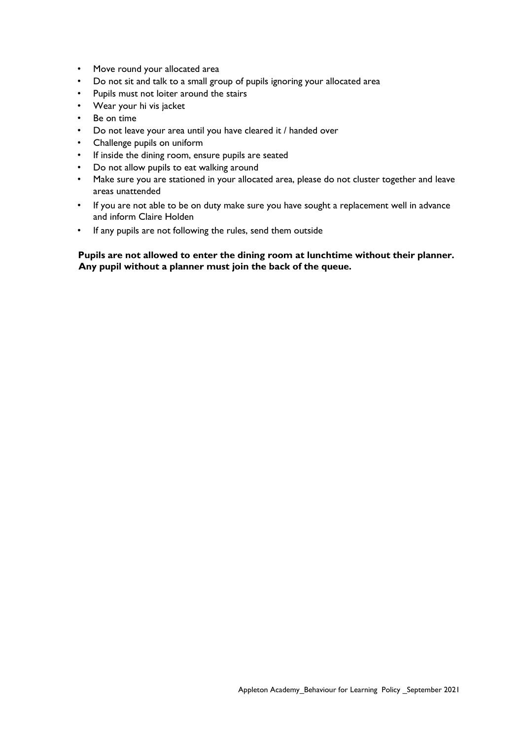- Move round your allocated area
- Do not sit and talk to a small group of pupils ignoring your allocated area
- Pupils must not loiter around the stairs
- Wear your hi vis jacket
- Be on time
- Do not leave your area until you have cleared it / handed over
- Challenge pupils on uniform
- If inside the dining room, ensure pupils are seated
- Do not allow pupils to eat walking around
- Make sure you are stationed in your allocated area, please do not cluster together and leave areas unattended
- If you are not able to be on duty make sure you have sought a replacement well in advance and inform Claire Holden
- If any pupils are not following the rules, send them outside

**Pupils are not allowed to enter the dining room at lunchtime without their planner. Any pupil without a planner must join the back of the queue.**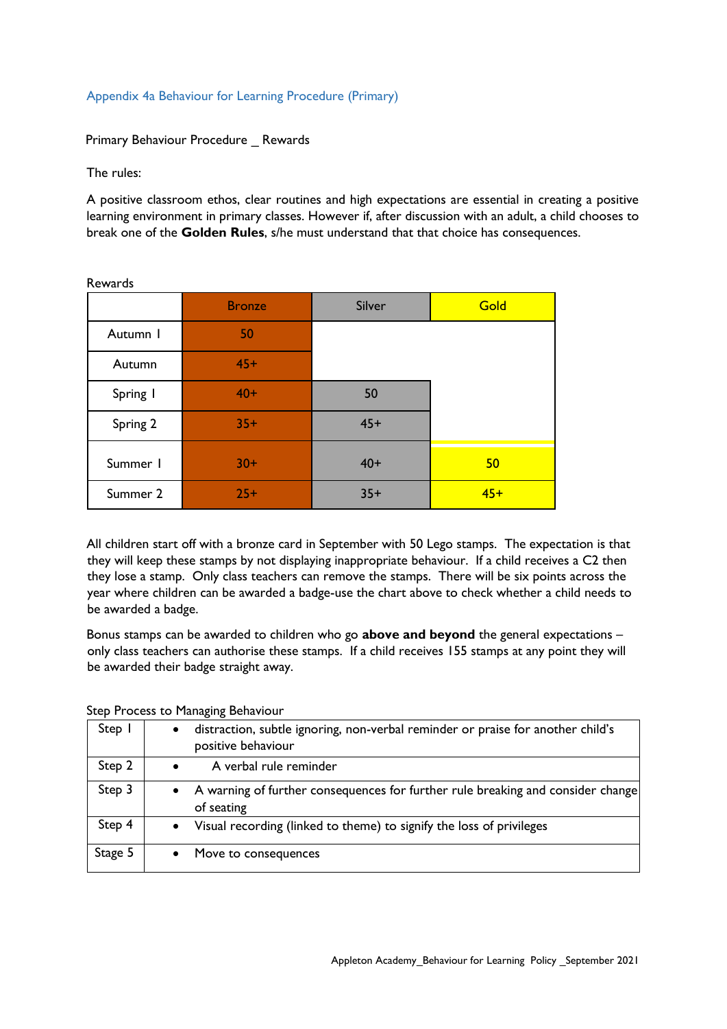## Appendix 4a Behaviour for Learning Procedure (Primary)

Primary Behaviour Procedure _ Rewards

The rules:

A positive classroom ethos, clear routines and high expectations are essential in creating a positive learning environment in primary classes. However if, after discussion with an adult, a child chooses to break one of the **Golden Rules**, s/he must understand that that choice has consequences.

Rewards

| | Bronze | Silver | Gold |
|---|---|---|---|
| Autumn 1 | 50 | | |
| Autumn | 45+ | | |
| Spring 1 | 40+ | 50 | |
| Spring 2 | 35+ | 45+ | |
| Summer 1 | 30+ | 40+ | 50 |
| Summer 2 | 25+ | 35+ | 45+ |

All children start off with a bronze card in September with 50 Lego stamps. The expectation is that they will keep these stamps by not displaying inappropriate behaviour. If a child receives a C2 then they lose a stamp. Only class teachers can remove the stamps. There will be six points across the year where children can be awarded a badge-use the chart above to check whether a child needs to be awarded a badge.

Bonus stamps can be awarded to children who go **above and beyond** the general expectations – only class teachers can authorise these stamps. If a child receives 155 stamps at any point they will be awarded their badge straight away.

Step Process to Managing Behaviour

| | |
|---|---|
| Step 1 | • distraction, subtle ignoring, non-verbal reminder or praise for another child's positive behaviour |
| Step 2 | • A verbal rule reminder |
| Step 3 | • A warning of further consequences for further rule breaking and consider change of seating |
| Step 4 | • Visual recording (linked to theme) to signify the loss of privileges |
| Stage 5 | • Move to consequences |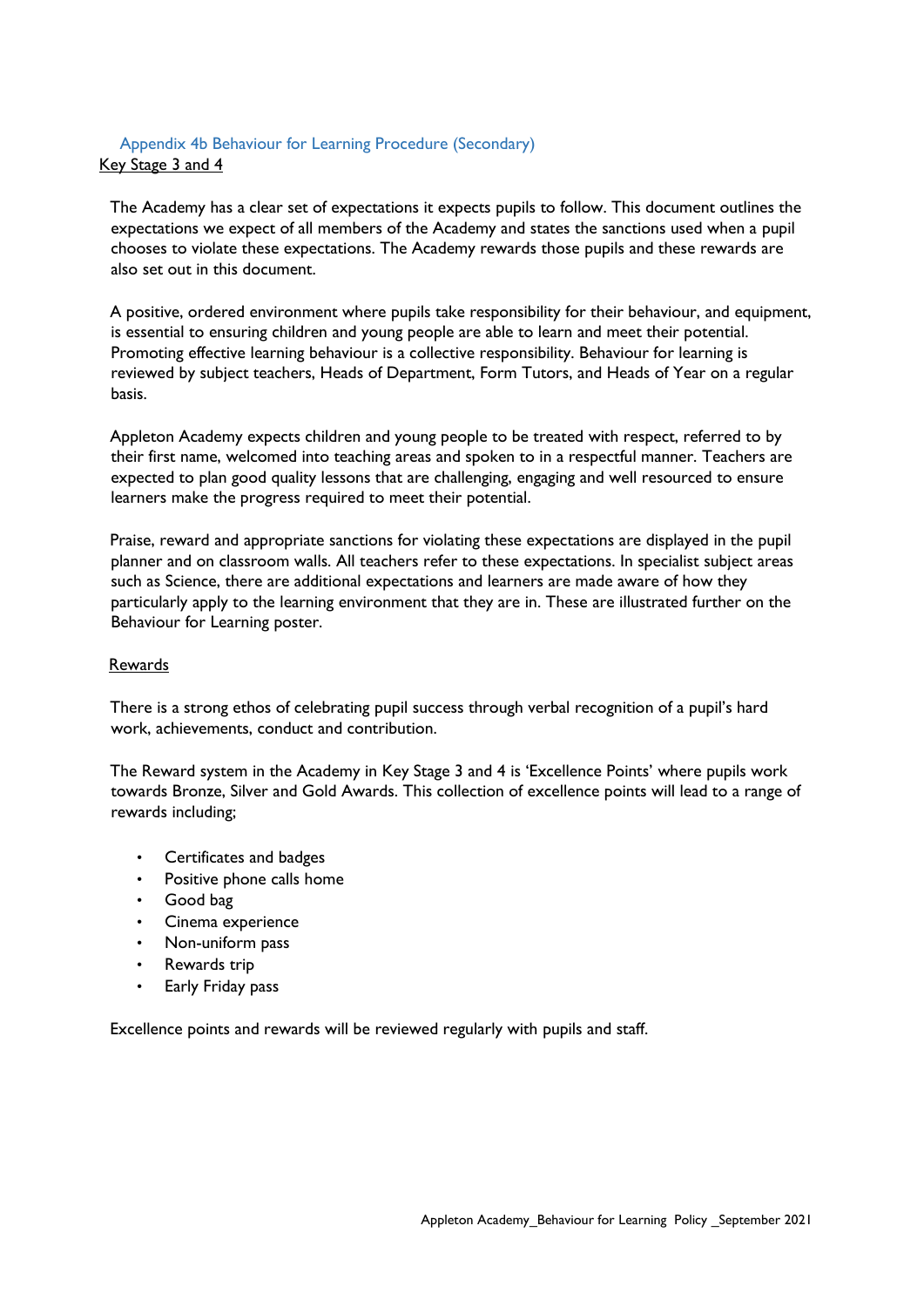## Appendix 4b Behaviour for Learning Procedure (Secondary)

Key Stage 3 and 4

The Academy has a clear set of expectations it expects pupils to follow. This document outlines the expectations we expect of all members of the Academy and states the sanctions used when a pupil chooses to violate these expectations. The Academy rewards those pupils and these rewards are also set out in this document.

A positive, ordered environment where pupils take responsibility for their behaviour, and equipment, is essential to ensuring children and young people are able to learn and meet their potential. Promoting effective learning behaviour is a collective responsibility. Behaviour for learning is reviewed by subject teachers, Heads of Department, Form Tutors, and Heads of Year on a regular basis.

Appleton Academy expects children and young people to be treated with respect, referred to by their first name, welcomed into teaching areas and spoken to in a respectful manner. Teachers are expected to plan good quality lessons that are challenging, engaging and well resourced to ensure learners make the progress required to meet their potential.

Praise, reward and appropriate sanctions for violating these expectations are displayed in the pupil planner and on classroom walls. All teachers refer to these expectations. In specialist subject areas such as Science, there are additional expectations and learners are made aware of how they particularly apply to the learning environment that they are in. These are illustrated further on the Behaviour for Learning poster.

Rewards

There is a strong ethos of celebrating pupil success through verbal recognition of a pupil's hard work, achievements, conduct and contribution.

The Reward system in the Academy in Key Stage 3 and 4 is 'Excellence Points' where pupils work towards Bronze, Silver and Gold Awards. This collection of excellence points will lead to a range of rewards including;

- Certificates and badges
- Positive phone calls home
- Good bag
- Cinema experience
- Non-uniform pass
- Rewards trip
- Early Friday pass

Excellence points and rewards will be reviewed regularly with pupils and staff.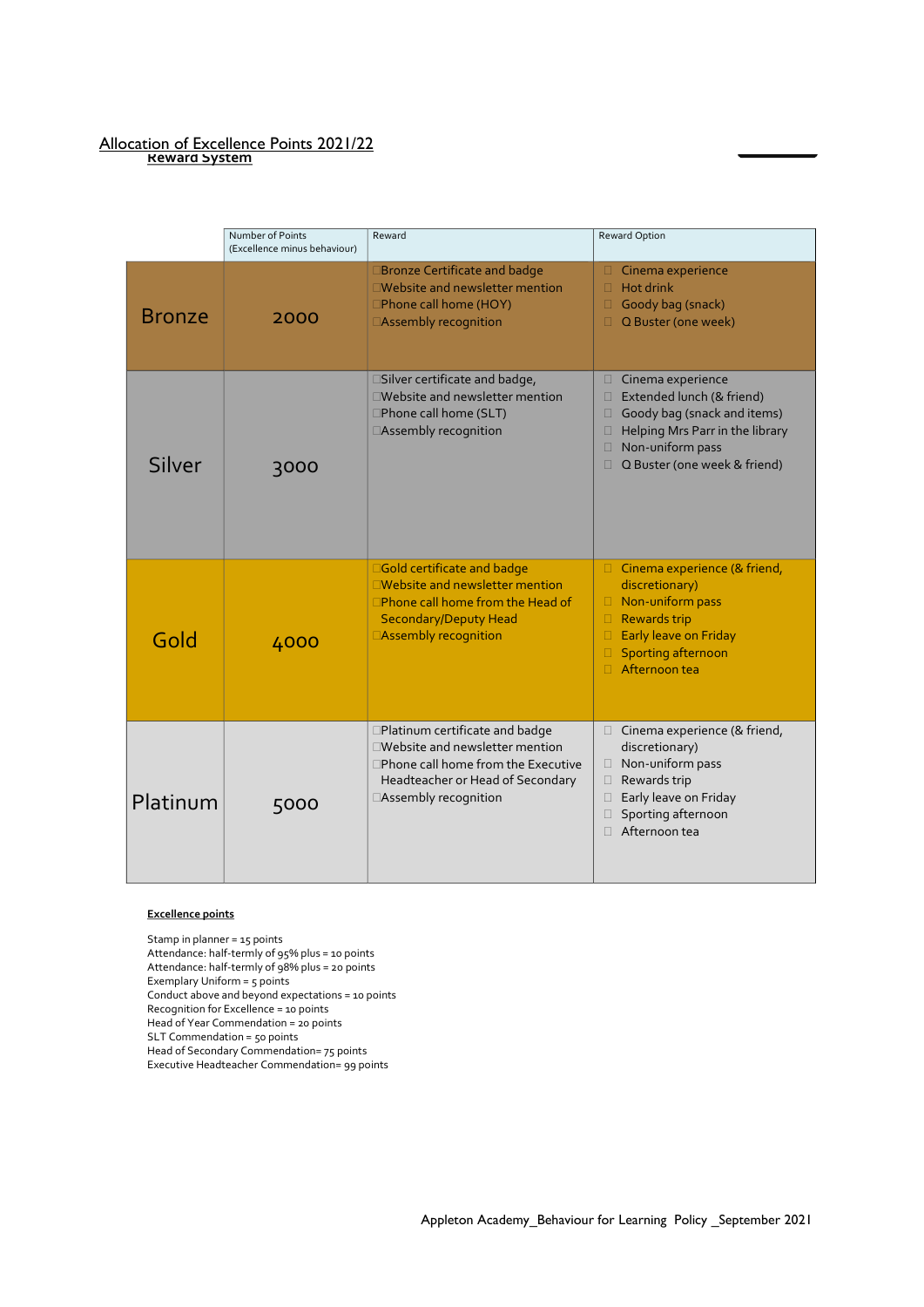## Allocation of Excellence Points 2021/22

## Reward System

| | Number of Points (Excellence minus behaviour) | Reward | Reward Option |
|---|---|---|---|
| Bronze | 2000 | Bronze Certificate and badge<br>Website and newsletter mention<br>Phone call home (HOY)<br>Assembly recognition | Cinema experience<br>Hot drink<br>Goody bag (snack)<br>Q Buster (one week) |
| Silver | 3000 | Silver certificate and badge,<br>Website and newsletter mention<br>Phone call home (SLT)<br>Assembly recognition | Cinema experience<br>Extended lunch (& friend)<br>Goody bag (snack and items)<br>Helping Mrs Parr in the library<br>Non-uniform pass<br>Q Buster (one week & friend) |
| Gold | 4000 | Gold certificate and badge<br>Website and newsletter mention<br>Phone call home from the Head of Secondary/Deputy Head<br>Assembly recognition | Cinema experience (& friend, discretionary)<br>Non-uniform pass<br>Rewards trip<br>Early leave on Friday<br>Sporting afternoon<br>Afternoon tea |
| Platinum | 5000 | Platinum certificate and badge<br>Website and newsletter mention<br>Phone call home from the Executive Headteacher or Head of Secondary<br>Assembly recognition | Cinema experience (& friend, discretionary)<br>Non-uniform pass<br>Rewards trip<br>Early leave on Friday<br>Sporting afternoon<br>Afternoon tea |

**Excellence points**

Stamp in planner = 15 points
Attendance: half-termly of 95% plus = 10 points
Attendance: half-termly of 98% plus = 20 points
Exemplary Uniform = 5 points
Conduct above and beyond expectations = 10 points
Recognition for Excellence = 10 points
Head of Year Commendation = 20 points
SLT Commendation = 50 points
Head of Secondary Commendation= 75 points
Executive Headteacher Commendation= 99 points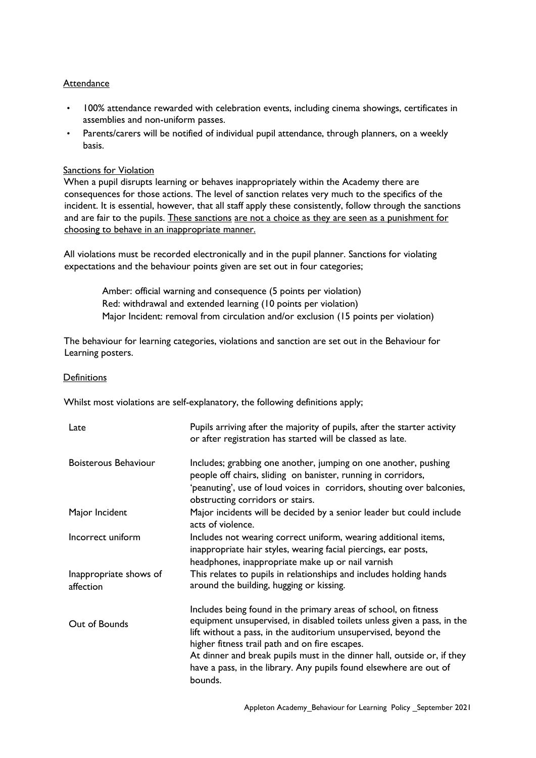## Attendance

- 100% attendance rewarded with celebration events, including cinema showings, certificates in assemblies and non-uniform passes.
- Parents/carers will be notified of individual pupil attendance, through planners, on a weekly basis.

## Sanctions for Violation

When a pupil disrupts learning or behaves inappropriately within the Academy there are consequences for those actions. The level of sanction relates very much to the specifics of the incident. It is essential, however, that all staff apply these consistently, follow through the sanctions and are fair to the pupils. These sanctions are not a choice as they are seen as a punishment for choosing to behave in an inappropriate manner.

All violations must be recorded electronically and in the pupil planner. Sanctions for violating expectations and the behaviour points given are set out in four categories;

Amber: official warning and consequence (5 points per violation)
Red: withdrawal and extended learning (10 points per violation)
Major Incident: removal from circulation and/or exclusion (15 points per violation)

The behaviour for learning categories, violations and sanction are set out in the Behaviour for Learning posters.

## Definitions

Whilst most violations are self-explanatory, the following definitions apply;

| | |
|---|---|
| Late | Pupils arriving after the majority of pupils, after the starter activity or after registration has started will be classed as late. |
| Boisterous Behaviour | Includes; grabbing one another, jumping on one another, pushing people off chairs, sliding on banister, running in corridors, 'peanuting', use of loud voices in corridors, shouting over balconies, obstructing corridors or stairs. |
| Major Incident | Major incidents will be decided by a senior leader but could include acts of violence. |
| Incorrect uniform | Includes not wearing correct uniform, wearing additional items, inappropriate hair styles, wearing facial piercings, ear posts, headphones, inappropriate make up or nail varnish |
| Inappropriate shows of affection | This relates to pupils in relationships and includes holding hands around the building, hugging or kissing. |
| Out of Bounds | Includes being found in the primary areas of school, on fitness equipment unsupervised, in disabled toilets unless given a pass, in the lift without a pass, in the auditorium unsupervised, beyond the higher fitness trail path and on fire escapes.<br>At dinner and break pupils must in the dinner hall, outside or, if they have a pass, in the library. Any pupils found elsewhere are out of bounds. |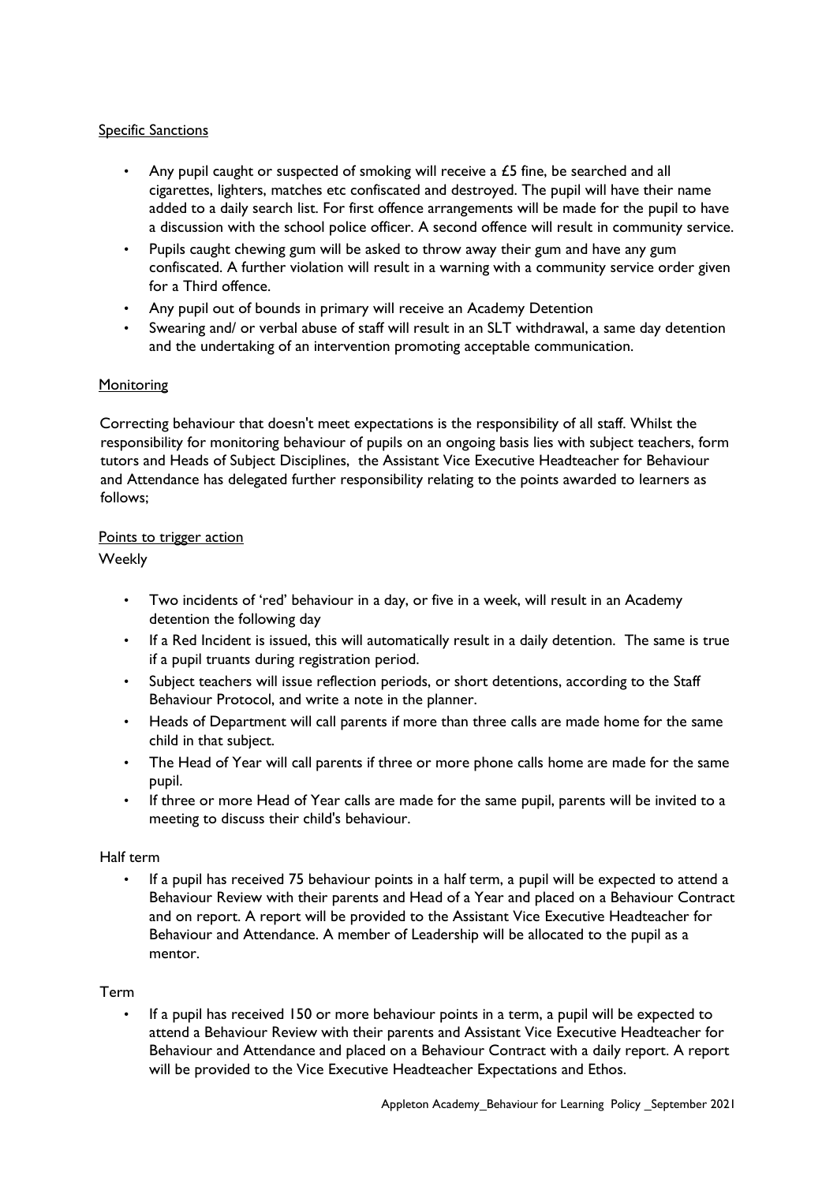Specific Sanctions

- Any pupil caught or suspected of smoking will receive a £5 fine, be searched and all cigarettes, lighters, matches etc confiscated and destroyed. The pupil will have their name added to a daily search list. For first offence arrangements will be made for the pupil to have a discussion with the school police officer. A second offence will result in community service.
- Pupils caught chewing gum will be asked to throw away their gum and have any gum confiscated. A further violation will result in a warning with a community service order given for a Third offence.
- Any pupil out of bounds in primary will receive an Academy Detention
- Swearing and/ or verbal abuse of staff will result in an SLT withdrawal, a same day detention and the undertaking of an intervention promoting acceptable communication.

Monitoring

Correcting behaviour that doesn't meet expectations is the responsibility of all staff. Whilst the responsibility for monitoring behaviour of pupils on an ongoing basis lies with subject teachers, form tutors and Heads of Subject Disciplines, the Assistant Vice Executive Headteacher for Behaviour and Attendance has delegated further responsibility relating to the points awarded to learners as follows;

Points to trigger action

Weekly

- Two incidents of 'red' behaviour in a day, or five in a week, will result in an Academy detention the following day
- If a Red Incident is issued, this will automatically result in a daily detention. The same is true if a pupil truants during registration period.
- Subject teachers will issue reflection periods, or short detentions, according to the Staff Behaviour Protocol, and write a note in the planner.
- Heads of Department will call parents if more than three calls are made home for the same child in that subject.
- The Head of Year will call parents if three or more phone calls home are made for the same pupil.
- If three or more Head of Year calls are made for the same pupil, parents will be invited to a meeting to discuss their child's behaviour.

Half term

- If a pupil has received 75 behaviour points in a half term, a pupil will be expected to attend a Behaviour Review with their parents and Head of a Year and placed on a Behaviour Contract and on report. A report will be provided to the Assistant Vice Executive Headteacher for Behaviour and Attendance. A member of Leadership will be allocated to the pupil as a mentor.

Term

- If a pupil has received 150 or more behaviour points in a term, a pupil will be expected to attend a Behaviour Review with their parents and Assistant Vice Executive Headteacher for Behaviour and Attendance and placed on a Behaviour Contract with a daily report. A report will be provided to the Vice Executive Headteacher Expectations and Ethos.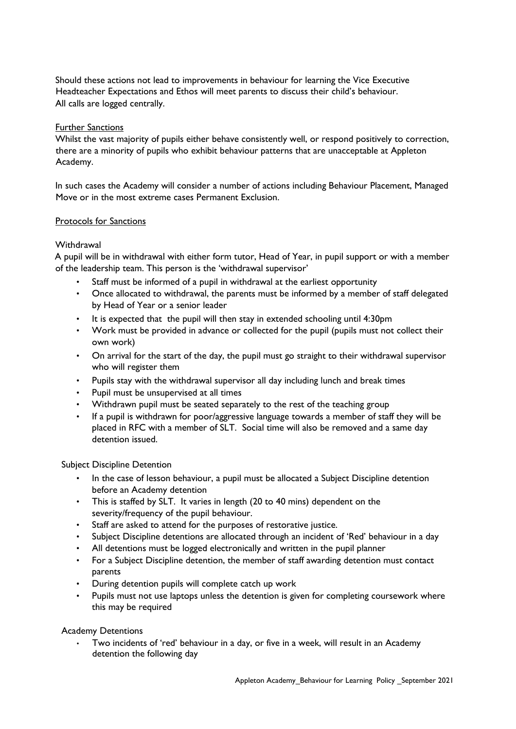Should these actions not lead to improvements in behaviour for learning the Vice Executive Headteacher Expectations and Ethos will meet parents to discuss their child's behaviour. All calls are logged centrally.

<u>Further Sanctions</u>

Whilst the vast majority of pupils either behave consistently well, or respond positively to correction, there are a minority of pupils who exhibit behaviour patterns that are unacceptable at Appleton Academy.

In such cases the Academy will consider a number of actions including Behaviour Placement, Managed Move or in the most extreme cases Permanent Exclusion.

<u>Protocols for Sanctions</u>

Withdrawal

A pupil will be in withdrawal with either form tutor, Head of Year, in pupil support or with a member of the leadership team. This person is the 'withdrawal supervisor'

- Staff must be informed of a pupil in withdrawal at the earliest opportunity
- Once allocated to withdrawal, the parents must be informed by a member of staff delegated by Head of Year or a senior leader
- It is expected that the pupil will then stay in extended schooling until 4:30pm
- Work must be provided in advance or collected for the pupil (pupils must not collect their own work)
- On arrival for the start of the day, the pupil must go straight to their withdrawal supervisor who will register them
- Pupils stay with the withdrawal supervisor all day including lunch and break times
- Pupil must be unsupervised at all times
- Withdrawn pupil must be seated separately to the rest of the teaching group
- If a pupil is withdrawn for poor/aggressive language towards a member of staff they will be placed in RFC with a member of SLT. Social time will also be removed and a same day detention issued.

Subject Discipline Detention

- In the case of lesson behaviour, a pupil must be allocated a Subject Discipline detention before an Academy detention
- This is staffed by SLT. It varies in length (20 to 40 mins) dependent on the severity/frequency of the pupil behaviour.
- Staff are asked to attend for the purposes of restorative justice.
- Subject Discipline detentions are allocated through an incident of 'Red' behaviour in a day
- All detentions must be logged electronically and written in the pupil planner
- For a Subject Discipline detention, the member of staff awarding detention must contact parents
- During detention pupils will complete catch up work
- Pupils must not use laptops unless the detention is given for completing coursework where this may be required

Academy Detentions

- Two incidents of 'red' behaviour in a day, or five in a week, will result in an Academy detention the following day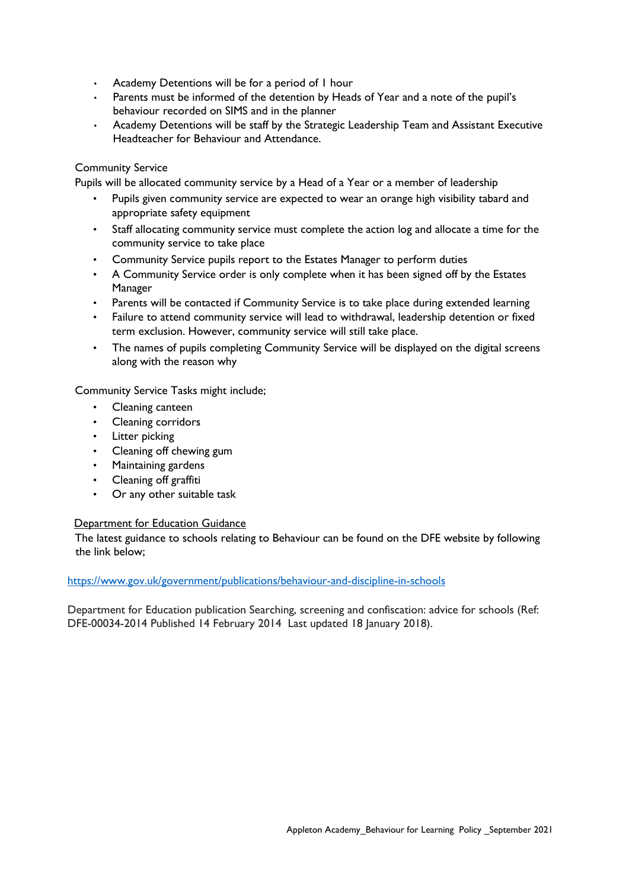- Academy Detentions will be for a period of 1 hour
- Parents must be informed of the detention by Heads of Year and a note of the pupil's behaviour recorded on SIMS and in the planner
- Academy Detentions will be staff by the Strategic Leadership Team and Assistant Executive Headteacher for Behaviour and Attendance.

Community Service

Pupils will be allocated community service by a Head of a Year or a member of leadership

- Pupils given community service are expected to wear an orange high visibility tabard and appropriate safety equipment
- Staff allocating community service must complete the action log and allocate a time for the community service to take place
- Community Service pupils report to the Estates Manager to perform duties
- A Community Service order is only complete when it has been signed off by the Estates Manager
- Parents will be contacted if Community Service is to take place during extended learning
- Failure to attend community service will lead to withdrawal, leadership detention or fixed term exclusion. However, community service will still take place.
- The names of pupils completing Community Service will be displayed on the digital screens along with the reason why

Community Service Tasks might include;

- Cleaning canteen
- Cleaning corridors
- Litter picking
- Cleaning off chewing gum
- Maintaining gardens
- Cleaning off graffiti
- Or any other suitable task

<u>Department for Education Guidance</u>

The latest guidance to schools relating to Behaviour can be found on the DFE website by following the link below;

https://www.gov.uk/government/publications/behaviour-and-discipline-in-schools

Department for Education publication Searching, screening and confiscation: advice for schools (Ref: DFE-00034-2014 Published 14 February 2014 Last updated 18 January 2018).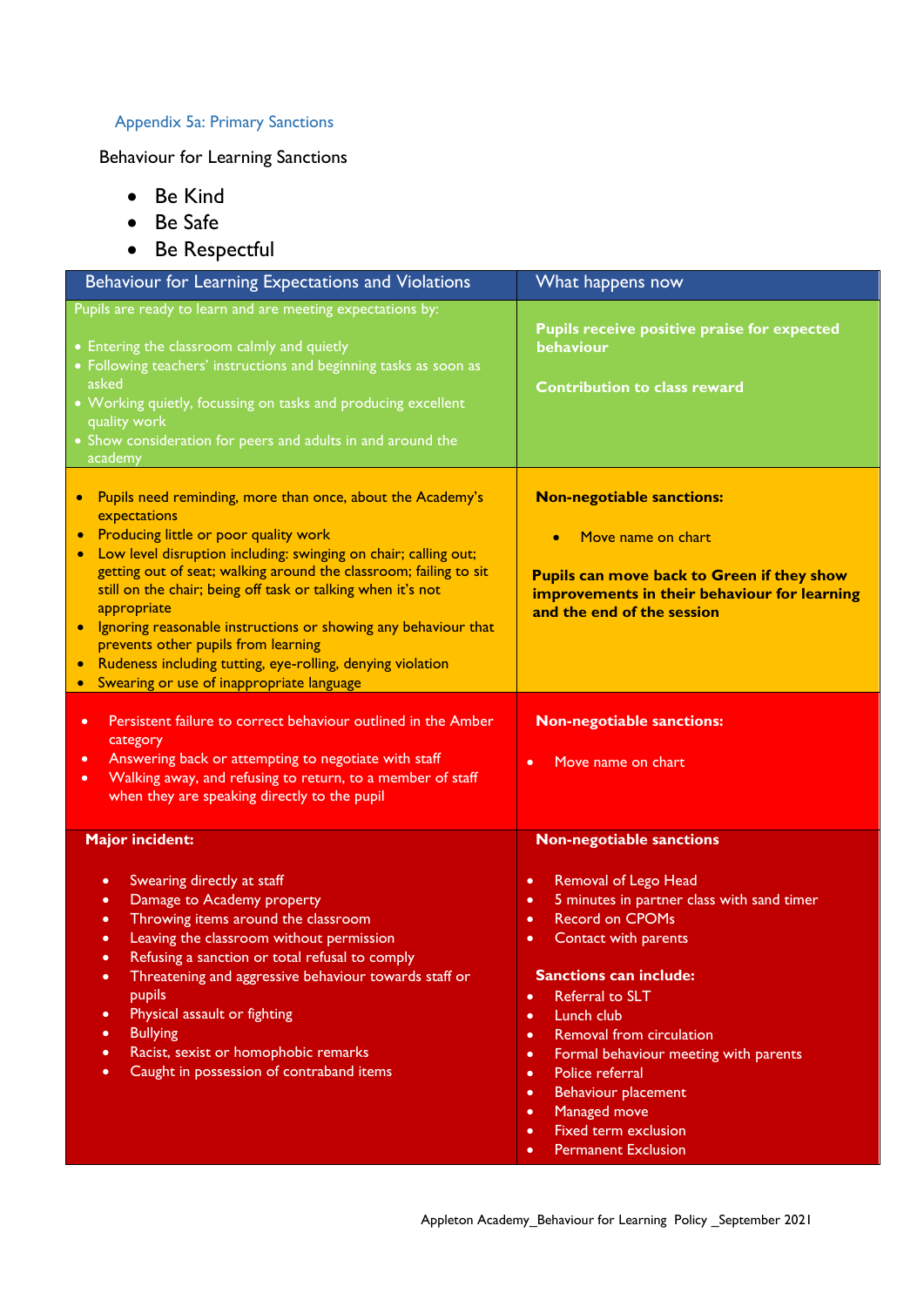## Appendix 5a: Primary Sanctions

Behaviour for Learning Sanctions

- Be Kind
- Be Safe
- Be Respectful

| Behaviour for Learning Expectations and Violations | What happens now |
|---|---|
| Pupils are ready to learn and are meeting expectations by:<br><br>• Entering the classroom calmly and quietly<br>• Following teachers' instructions and beginning tasks as soon as asked<br>• Working quietly, focussing on tasks and producing excellent quality work<br>• Show consideration for peers and adults in and around the academy | **Pupils receive positive praise for expected behaviour**<br><br>**Contribution to class reward** |
| • Pupils need reminding, more than once, about the Academy's expectations<br>• Producing little or poor quality work<br>• Low level disruption including: swinging on chair; calling out; getting out of seat; walking around the classroom; failing to sit still on the chair; being off task or talking when it's not appropriate<br>• Ignoring reasonable instructions or showing any behaviour that prevents other pupils from learning<br>• Rudeness including tutting, eye-rolling, denying violation<br>• Swearing or use of inappropriate language | **Non-negotiable sanctions:**<br><br>• Move name on chart<br><br>**Pupils can move back to Green if they show improvements in their behaviour for learning and the end of the session** |
| • Persistent failure to correct behaviour outlined in the Amber category<br>• Answering back or attempting to negotiate with staff<br>• Walking away, and refusing to return, to a member of staff when they are speaking directly to the pupil | **Non-negotiable sanctions:**<br><br>• Move name on chart |
| **Major incident:**<br><br>• Swearing directly at staff<br>• Damage to Academy property<br>• Throwing items around the classroom<br>• Leaving the classroom without permission<br>• Refusing a sanction or total refusal to comply<br>• Threatening and aggressive behaviour towards staff or pupils<br>• Physical assault or fighting<br>• Bullying<br>• Racist, sexist or homophobic remarks<br>• Caught in possession of contraband items | **Non-negotiable sanctions**<br><br>• Removal of Lego Head<br>• 5 minutes in partner class with sand timer<br>• Record on CPOMs<br>• Contact with parents<br><br>**Sanctions can include:**<br>• Referral to SLT<br>• Lunch club<br>• Removal from circulation<br>• Formal behaviour meeting with parents<br>• Police referral<br>• Behaviour placement<br>• Managed move<br>• Fixed term exclusion<br>• Permanent Exclusion |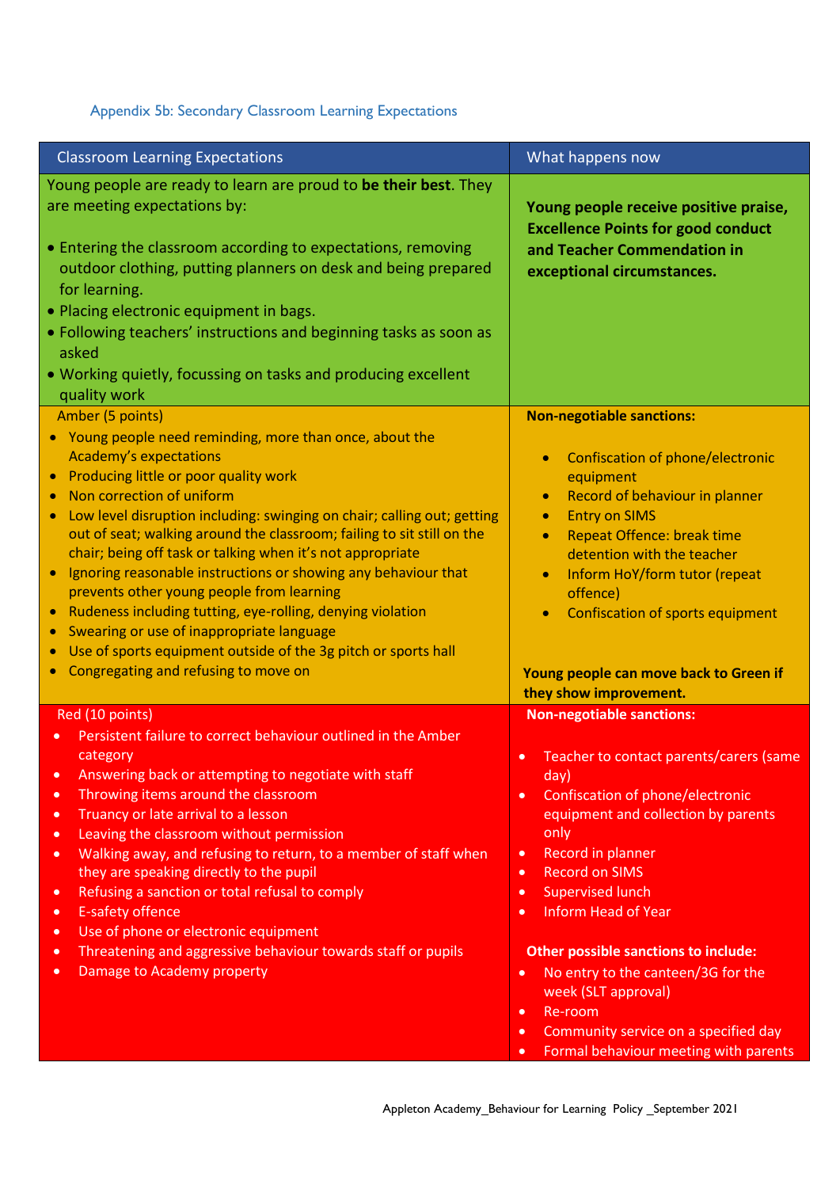### Appendix 5b: Secondary Classroom Learning Expectations

| Classroom Learning Expectations | What happens now |
| --- | --- |
| Young people are ready to learn are proud to **be their best**. They are meeting expectations by:<br><br>• Entering the classroom according to expectations, removing outdoor clothing, putting planners on desk and being prepared for learning.<br>• Placing electronic equipment in bags.<br>• Following teachers' instructions and beginning tasks as soon as asked<br>• Working quietly, focussing on tasks and producing excellent quality work | **Young people receive positive praise, Excellence Points for good conduct and Teacher Commendation in exceptional circumstances.** |
| Amber (5 points)<br>• Young people need reminding, more than once, about the Academy's expectations<br>• Producing little or poor quality work<br>• Non correction of uniform<br>• Low level disruption including: swinging on chair; calling out; getting out of seat; walking around the classroom; failing to sit still on the chair; being off task or talking when it's not appropriate<br>• Ignoring reasonable instructions or showing any behaviour that prevents other young people from learning<br>• Rudeness including tutting, eye-rolling, denying violation<br>• Swearing or use of inappropriate language<br>• Use of sports equipment outside of the 3g pitch or sports hall<br>• Congregating and refusing to move on | **Non-negotiable sanctions:**<br><br>• Confiscation of phone/electronic equipment<br>• Record of behaviour in planner<br>• Entry on SIMS<br>• Repeat Offence: break time detention with the teacher<br>• Inform HoY/form tutor (repeat offence)<br>• Confiscation of sports equipment<br><br>**Young people can move back to Green if they show improvement.** |
| Red (10 points)<br>• Persistent failure to correct behaviour outlined in the Amber category<br>• Answering back or attempting to negotiate with staff<br>• Throwing items around the classroom<br>• Truancy or late arrival to a lesson<br>• Leaving the classroom without permission<br>• Walking away, and refusing to return, to a member of staff when they are speaking directly to the pupil<br>• Refusing a sanction or total refusal to comply<br>• E-safety offence<br>• Use of phone or electronic equipment<br>• Threatening and aggressive behaviour towards staff or pupils<br>• Damage to Academy property | **Non-negotiable sanctions:**<br><br>• Teacher to contact parents/carers (same day)<br>• Confiscation of phone/electronic equipment and collection by parents only<br>• Record in planner<br>• Record on SIMS<br>• Supervised lunch<br>• Inform Head of Year<br><br>**Other possible sanctions to include:**<br>• No entry to the canteen/3G for the week (SLT approval)<br>• Re-room<br>• Community service on a specified day<br>• Formal behaviour meeting with parents |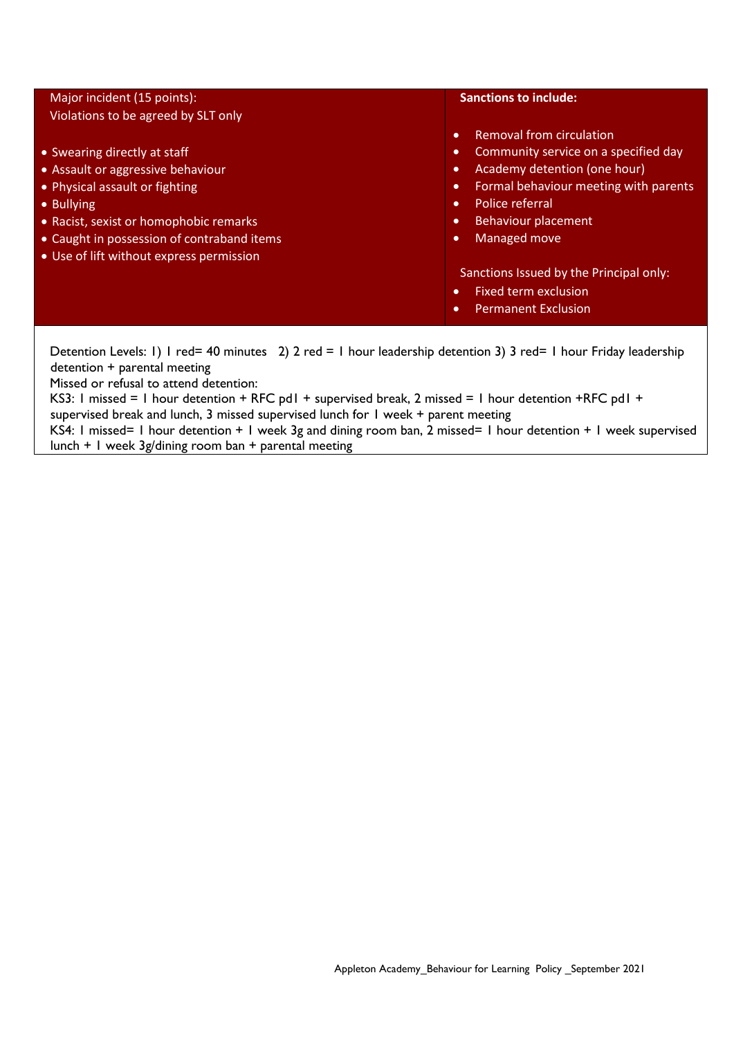| Major incident (15 points):<br>Violations to be agreed by SLT only<br><br>• Swearing directly at staff<br>• Assault or aggressive behaviour<br>• Physical assault or fighting<br>• Bullying<br>• Racist, sexist or homophobic remarks<br>• Caught in possession of contraband items<br>• Use of lift without express permission | **Sanctions to include:**<br><br>• Removal from circulation<br>• Community service on a specified day<br>• Academy detention (one hour)<br>• Formal behaviour meeting with parents<br>• Police referral<br>• Behaviour placement<br>• Managed move<br><br>Sanctions Issued by the Principal only:<br>• Fixed term exclusion<br>• Permanent Exclusion |
|---|---|

Detention Levels: 1) 1 red= 40 minutes 2) 2 red = 1 hour leadership detention 3) 3 red= 1 hour Friday leadership detention + parental meeting

Missed or refusal to attend detention:

KS3: 1 missed = 1 hour detention + RFC pd1 + supervised break, 2 missed = 1 hour detention +RFC pd1 + supervised break and lunch, 3 missed supervised lunch for 1 week + parent meeting

KS4: 1 missed= 1 hour detention + 1 week 3g and dining room ban, 2 missed= 1 hour detention + 1 week supervised lunch + 1 week 3g/dining room ban + parental meeting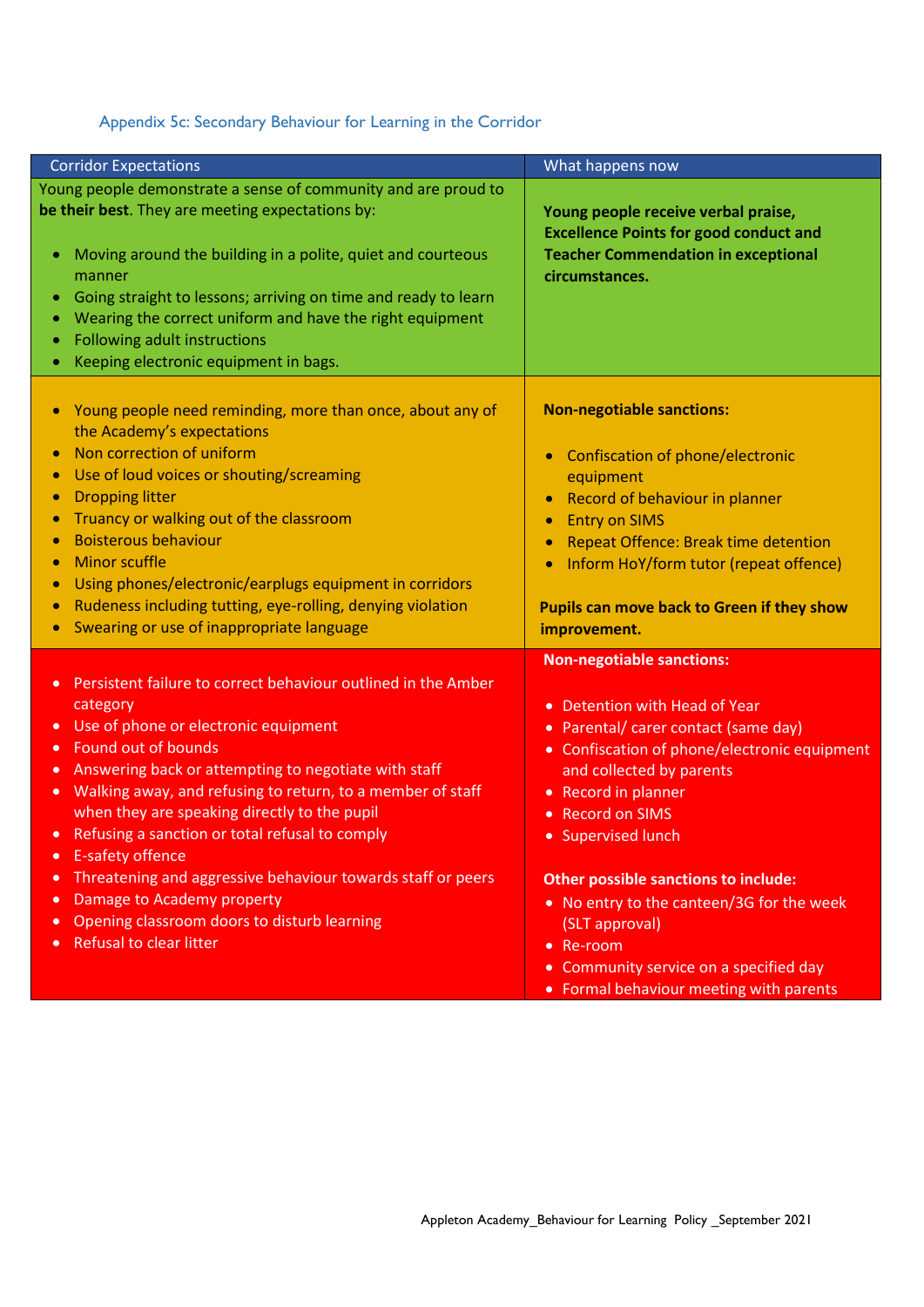### Appendix 5c: Secondary Behaviour for Learning in the Corridor

| Corridor Expectations | What happens now |
|---|---|
| Young people demonstrate a sense of community and are proud to **be their best**. They are meeting expectations by:<br>• Moving around the building in a polite, quiet and courteous manner<br>• Going straight to lessons; arriving on time and ready to learn<br>• Wearing the correct uniform and have the right equipment<br>• Following adult instructions<br>• Keeping electronic equipment in bags. | **Young people receive verbal praise, Excellence Points for good conduct and Teacher Commendation in exceptional circumstances.** |
| • Young people need reminding, more than once, about any of the Academy's expectations<br>• Non correction of uniform<br>• Use of loud voices or shouting/screaming<br>• Dropping litter<br>• Truancy or walking out of the classroom<br>• Boisterous behaviour<br>• Minor scuffle<br>• Using phones/electronic/earplugs equipment in corridors<br>• Rudeness including tutting, eye-rolling, denying violation<br>• Swearing or use of inappropriate language | **Non-negotiable sanctions:**<br>• Confiscation of phone/electronic equipment<br>• Record of behaviour in planner<br>• Entry on SIMS<br>• Repeat Offence: Break time detention<br>• Inform HoY/form tutor (repeat offence)<br>**Pupils can move back to Green if they show improvement.** |
| • Persistent failure to correct behaviour outlined in the Amber category<br>• Use of phone or electronic equipment<br>• Found out of bounds<br>• Answering back or attempting to negotiate with staff<br>• Walking away, and refusing to return, to a member of staff when they are speaking directly to the pupil<br>• Refusing a sanction or total refusal to comply<br>• E-safety offence<br>• Threatening and aggressive behaviour towards staff or peers<br>• Damage to Academy property<br>• Opening classroom doors to disturb learning<br>• Refusal to clear litter | **Non-negotiable sanctions:**<br>• Detention with Head of Year<br>• Parental/ carer contact (same day)<br>• Confiscation of phone/electronic equipment and collected by parents<br>• Record in planner<br>• Record on SIMS<br>• Supervised lunch<br>**Other possible sanctions to include:**<br>• No entry to the canteen/3G for the week (SLT approval)<br>• Re-room<br>• Community service on a specified day<br>• Formal behaviour meeting with parents |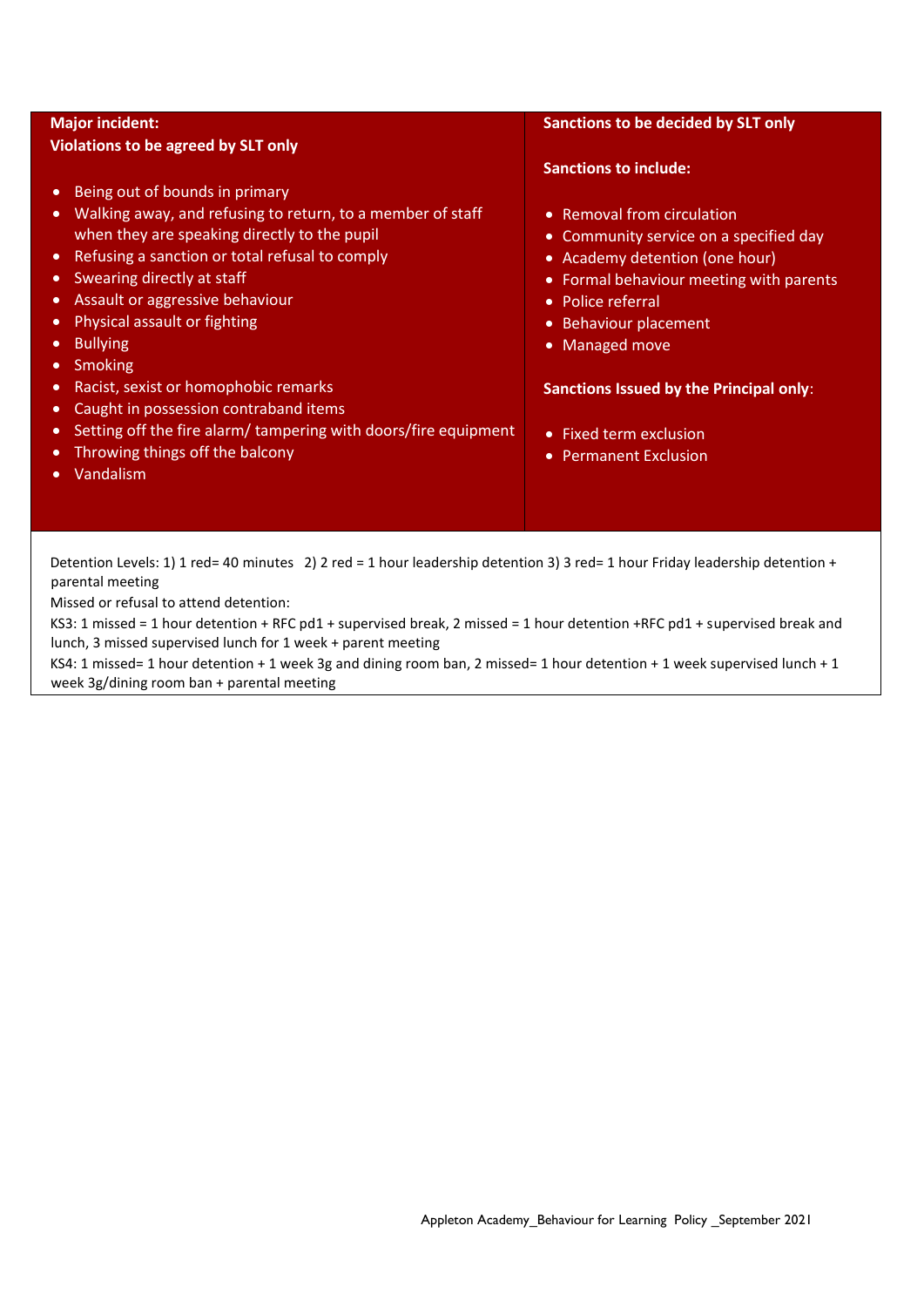| **Major incident:**<br>**Violations to be agreed by SLT only**<br><br>• Being out of bounds in primary<br>• Walking away, and refusing to return, to a member of staff when they are speaking directly to the pupil<br>• Refusing a sanction or total refusal to comply<br>• Swearing directly at staff<br>• Assault or aggressive behaviour<br>• Physical assault or fighting<br>• Bullying<br>• Smoking<br>• Racist, sexist or homophobic remarks<br>• Caught in possession contraband items<br>• Setting off the fire alarm/ tampering with doors/fire equipment<br>• Throwing things off the balcony<br>• Vandalism | **Sanctions to be decided by SLT only**<br><br>**Sanctions to include:**<br><br>• Removal from circulation<br>• Community service on a specified day<br>• Academy detention (one hour)<br>• Formal behaviour meeting with parents<br>• Police referral<br>• Behaviour placement<br>• Managed move<br><br>**Sanctions Issued by the Principal only**:<br><br>• Fixed term exclusion<br>• Permanent Exclusion |
|---|---|

Detention Levels: 1) 1 red= 40 minutes 2) 2 red = 1 hour leadership detention 3) 3 red= 1 hour Friday leadership detention + parental meeting

Missed or refusal to attend detention:

KS3: 1 missed = 1 hour detention + RFC pd1 + supervised break, 2 missed = 1 hour detention +RFC pd1 + supervised break and lunch, 3 missed supervised lunch for 1 week + parent meeting

KS4: 1 missed= 1 hour detention + 1 week 3g and dining room ban, 2 missed= 1 hour detention + 1 week supervised lunch + 1 week 3g/dining room ban + parental meeting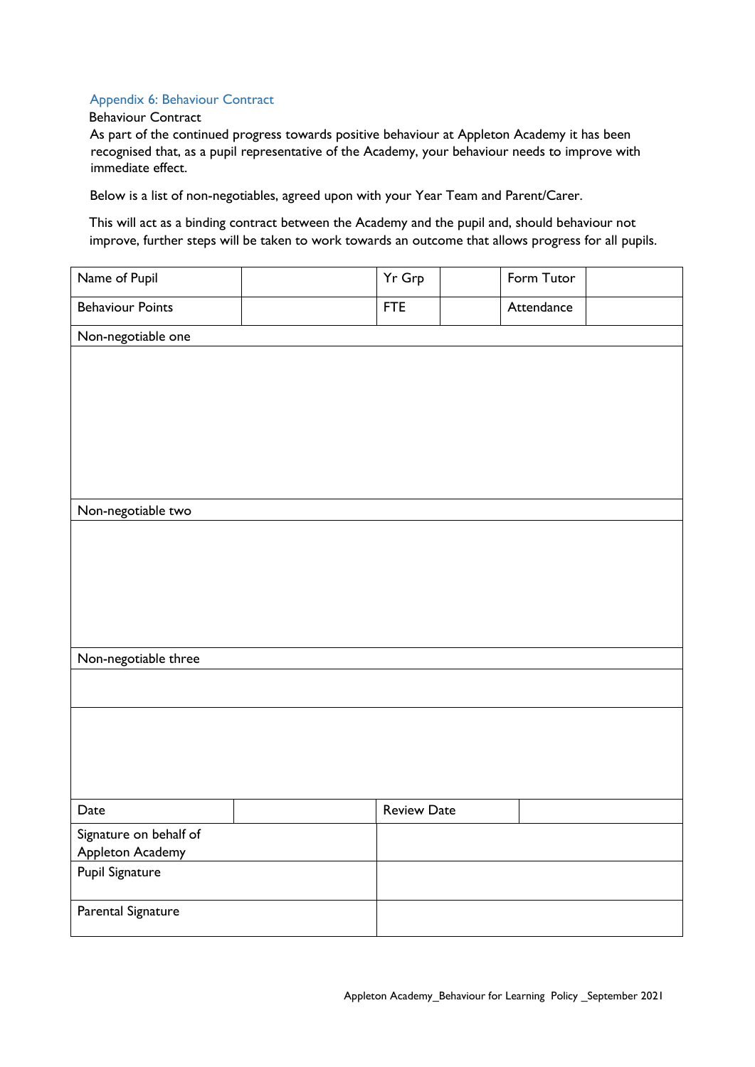## Appendix 6: Behaviour Contract

Behaviour Contract

As part of the continued progress towards positive behaviour at Appleton Academy it has been recognised that, as a pupil representative of the Academy, your behaviour needs to improve with immediate effect.

Below is a list of non-negotiables, agreed upon with your Year Team and Parent/Carer.

This will act as a binding contract between the Academy and the pupil and, should behaviour not improve, further steps will be taken to work towards an outcome that allows progress for all pupils.

| | | | | | |
|---|---|---|---|---|---|
| Name of Pupil | | Yr Grp | | Form Tutor | |
| Behaviour Points | | FTE | | Attendance | |
| Non-negotiable one | | | | | |
| | | | | | |
| Non-negotiable two | | | | | |
| | | | | | |
| Non-negotiable three | | | | | |
| | | | | | |
| | | | | | |

| | | | |
|---|---|---|---|
| Date | | Review Date | |
| Signature on behalf of Appleton Academy | | | |
| Pupil Signature | | | |
| Parental Signature | | | |